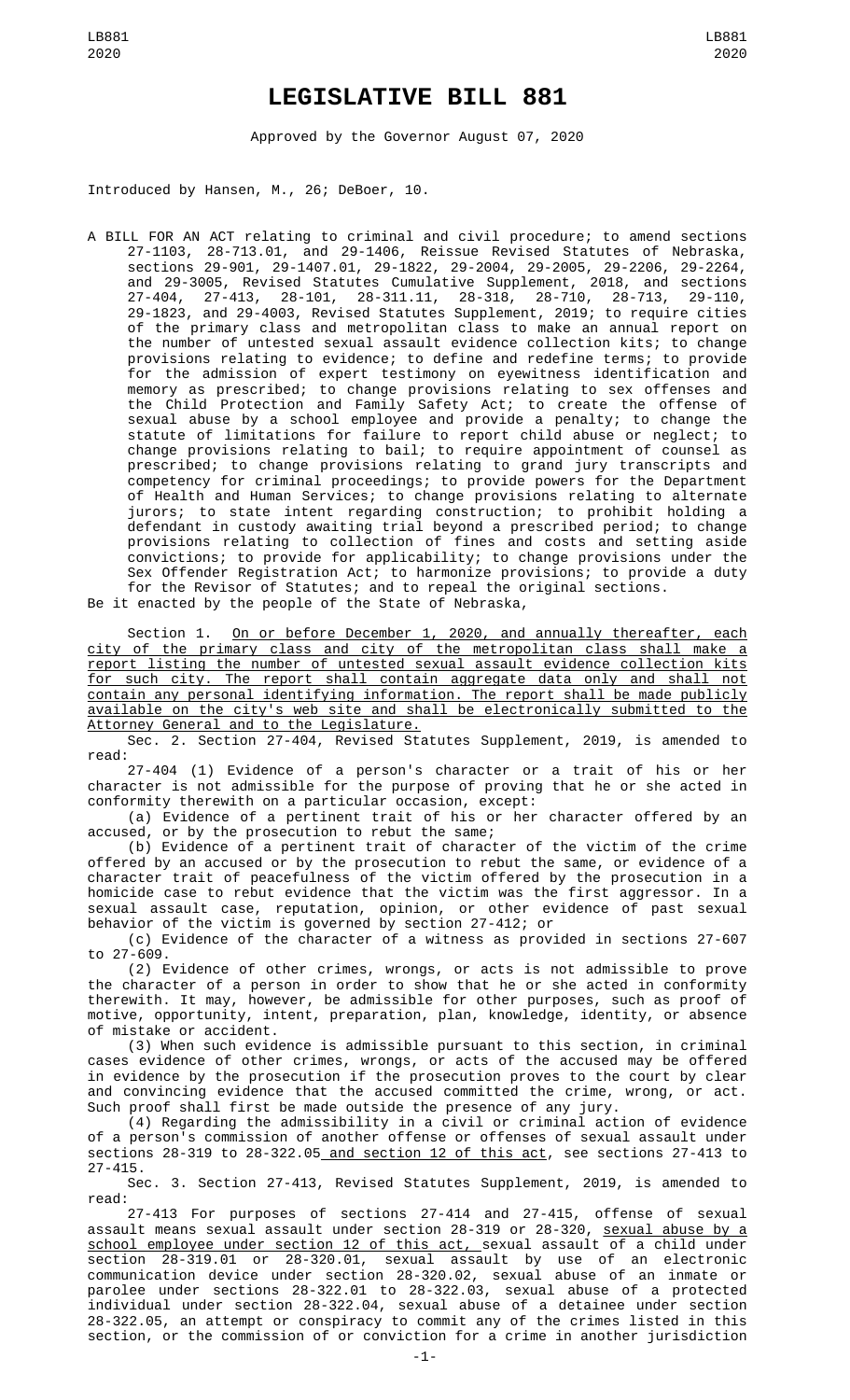# LEGISLATIVE BILL 881

Approved by the Governor August 07, 2020

Introduced by Hansen, M., 26; DeBoer, 10.

A BILL FOR AN ACT relating to criminal and civil procedure; to amend sections 27-1103, 28-713.01, and 29-1406, Reissue Revised Statutes of Nebraska, sections 29-901, 29-1407.01, 29-1822, 29-2004, 29-2005, 29-2206, 29-2264, and 29-3005, Revised Statutes Cumulative Supplement, 2018, and sections 27-404, 27-413, 28-101, 28-311.11, 28-318, 28-710, 28-713, 29-110, 29-1823, and 29-4003, Revised Statutes Supplement, 2019; to require cities of the primary class and metropolitan class to make an annual report on the number of untested sexual assault evidence collection kits; to change provisions relating to evidence; to define and redefine terms; to provide for the admission of expert testimony on eyewitness identification and memory as prescribed; to change provisions relating to sex offenses and the Child Protection and Family Safety Act; to create the offense of sexual abuse by a school employee and provide a penalty; to change the statute of limitations for failure to report child abuse or neglect; to change provisions relating to bail; to require appointment of counsel as prescribed; to change provisions relating to grand jury transcripts and competency for criminal proceedings; to provide powers for the Department of Health and Human Services; to change provisions relating to alternate jurors; to state intent regarding construction; to prohibit holding a defendant in custody awaiting trial beyond a prescribed period; to change provisions relating to collection of fines and costs and setting aside convictions; to provide for applicability; to change provisions under the Sex Offender Registration Act; to harmonize provisions; to provide a duty for the Revisor of Statutes; and to repeal the original sections.

Be it enacted by the people of the State of Nebraska,

Section 1. On or before December 1, 2020, and annually thereafter, each city of the primary class and city of the metropolitan class shall make a report listing the number of untested sexual assault evidence collection kits for such city. The report shall contain aggregate data only and shall not contain any personal identifying information. The report shall be made publicly available on the city's web site and shall be electronically submitted to the Attorney General and to the Legislature.

Sec. 2. Section 27-404, Revised Statutes Supplement, 2019, is amended to read:

27-404 (1) Evidence of a person's character or a trait of his or her character is not admissible for the purpose of proving that he or she acted in conformity therewith on a particular occasion, except:

(a) Evidence of a pertinent trait of his or her character offered by an accused, or by the prosecution to rebut the same;

(b) Evidence of a pertinent trait of character of the victim of the crime offered by an accused or by the prosecution to rebut the same, or evidence of a character trait of peacefulness of the victim offered by the prosecution in a homicide case to rebut evidence that the victim was the first aggressor. In a sexual assault case, reputation, opinion, or other evidence of past sexual behavior of the victim is governed by section 27-412; or

(c) Evidence of the character of a witness as provided in sections 27-607 to 27-609.

(2) Evidence of other crimes, wrongs, or acts is not admissible to prove the character of a person in order to show that he or she acted in conformity therewith. It may, however, be admissible for other purposes, such as proof of motive, opportunity, intent, preparation, plan, knowledge, identity, or absence of mistake or accident.

(3) When such evidence is admissible pursuant to this section, in criminal cases evidence of other crimes, wrongs, or acts of the accused may be offered in evidence by the prosecution if the prosecution proves to the court by clear and convincing evidence that the accused committed the crime, wrong, or act. Such proof shall first be made outside the presence of any jury.

(4) Regarding the admissibility in a civil or criminal action of evidence of a person's commission of another offense or offenses of sexual assault under sections 28-319 to 28-322.05 and section 12 of this act, see sections 27-413 to 27-415.

Sec. 3. Section 27-413, Revised Statutes Supplement, 2019, is amended to read:

27-413 For purposes of sections 27-414 and 27-415, offense of sexual assault means sexual assault under section 28-319 or 28-320, sexual abuse by a school employee under section 12 of this act, sexual assault of a child under section 28-319.01 or 28-320.01, sexual assault by use of an electronic communication device under section 28-320.02, sexual abuse of an inmate or parolee under sections 28-322.01 to 28-322.03, sexual abuse of a protected individual under section 28-322.04, sexual abuse of a detainee under section 28-322.05, an attempt or conspiracy to commit any of the crimes listed in this section, or the commission of or conviction for a crime in another jurisdiction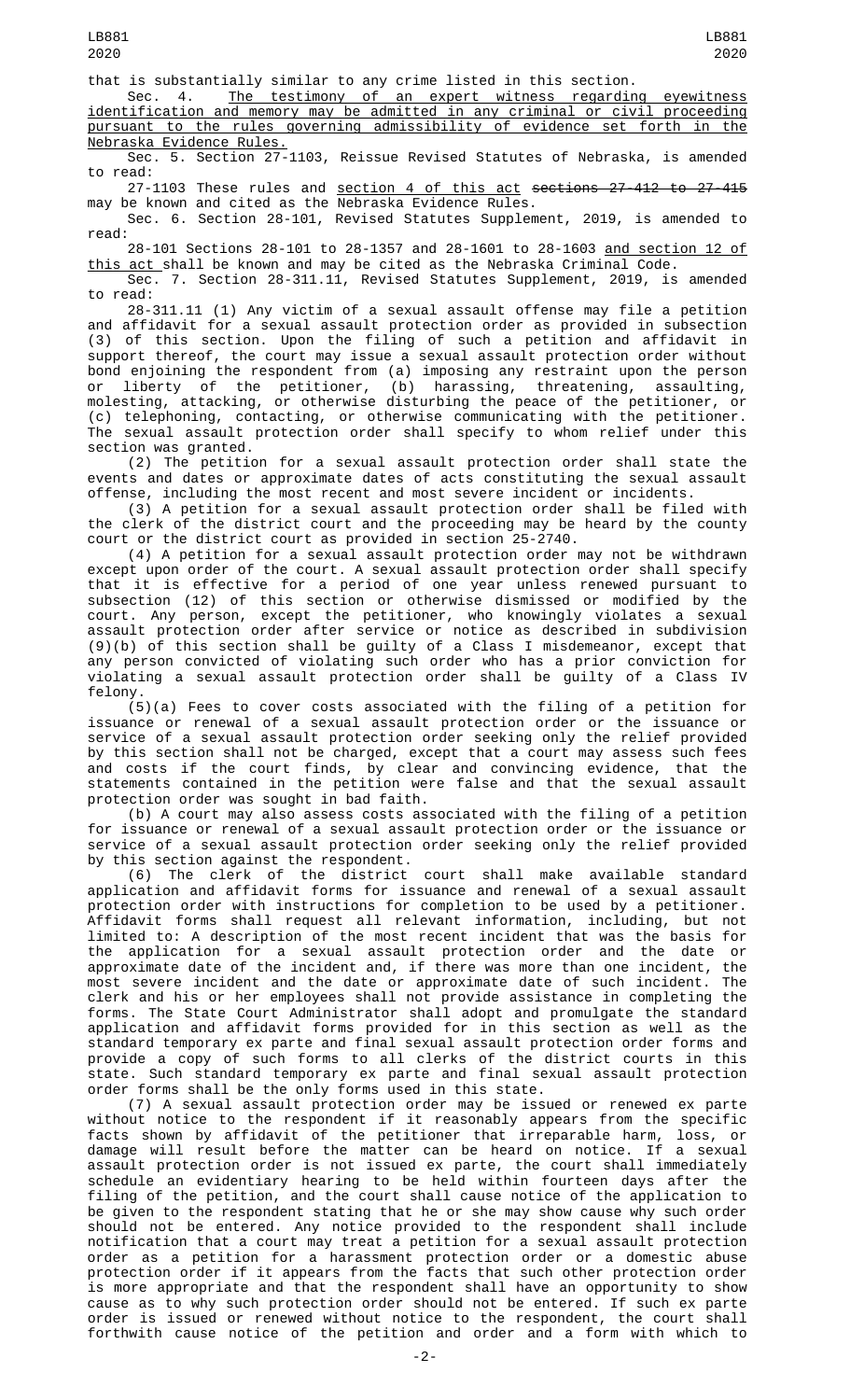that is substantially similar to any crime listed in this section.

Sec. 4. The testimony of an expert witness regarding eyewitness identification and memory may be admitted in any criminal or civil proceeding pursuant to the rules governing admissibility of evidence set forth in the Nebraska Evidence Rules.

Sec. 5. Section 27-1103, Reissue Revised Statutes of Nebraska, is amended to read:

27-1103 These rules and section 4 of this act ~~sections 27-412 to 27-415~~ may be known and cited as the Nebraska Evidence Rules.

Sec. 6. Section 28-101, Revised Statutes Supplement, 2019, is amended to read:

28-101 Sections 28-101 to 28-1357 and 28-1601 to 28-1603 and section 12 of this act shall be known and may be cited as the Nebraska Criminal Code.

Sec. 7. Section 28-311.11, Revised Statutes Supplement, 2019, is amended to read:

28-311.11 (1) Any victim of a sexual assault offense may file a petition and affidavit for a sexual assault protection order as provided in subsection (3) of this section. Upon the filing of such a petition and affidavit in support thereof, the court may issue a sexual assault protection order without bond enjoining the respondent from (a) imposing any restraint upon the person or liberty of the petitioner, (b) harassing, threatening, assaulting, molesting, attacking, or otherwise disturbing the peace of the petitioner, or (c) telephoning, contacting, or otherwise communicating with the petitioner. The sexual assault protection order shall specify to whom relief under this section was granted.

(2) The petition for a sexual assault protection order shall state the events and dates or approximate dates of acts constituting the sexual assault offense, including the most recent and most severe incident or incidents.

(3) A petition for a sexual assault protection order shall be filed with the clerk of the district court and the proceeding may be heard by the county court or the district court as provided in section 25-2740.

(4) A petition for a sexual assault protection order may not be withdrawn except upon order of the court. A sexual assault protection order shall specify that it is effective for a period of one year unless renewed pursuant to subsection (12) of this section or otherwise dismissed or modified by the court. Any person, except the petitioner, who knowingly violates a sexual assault protection order after service or notice as described in subdivision (9)(b) of this section shall be guilty of a Class I misdemeanor, except that any person convicted of violating such order who has a prior conviction for violating a sexual assault protection order shall be guilty of a Class IV felony.

(5)(a) Fees to cover costs associated with the filing of a petition for issuance or renewal of a sexual assault protection order or the issuance or service of a sexual assault protection order seeking only the relief provided by this section shall not be charged, except that a court may assess such fees and costs if the court finds, by clear and convincing evidence, that the statements contained in the petition were false and that the sexual assault protection order was sought in bad faith.

(b) A court may also assess costs associated with the filing of a petition for issuance or renewal of a sexual assault protection order or the issuance or service of a sexual assault protection order seeking only the relief provided by this section against the respondent.

(6) The clerk of the district court shall make available standard application and affidavit forms for issuance and renewal of a sexual assault protection order with instructions for completion to be used by a petitioner. Affidavit forms shall request all relevant information, including, but not limited to: A description of the most recent incident that was the basis for the application for a sexual assault protection order and the date or approximate date of the incident and, if there was more than one incident, the most severe incident and the date or approximate date of such incident. The clerk and his or her employees shall not provide assistance in completing the forms. The State Court Administrator shall adopt and promulgate the standard application and affidavit forms provided for in this section as well as the standard temporary ex parte and final sexual assault protection order forms and provide a copy of such forms to all clerks of the district courts in this state. Such standard temporary ex parte and final sexual assault protection order forms shall be the only forms used in this state.

(7) A sexual assault protection order may be issued or renewed ex parte without notice to the respondent if it reasonably appears from the specific facts shown by affidavit of the petitioner that irreparable harm, loss, or damage will result before the matter can be heard on notice. If a sexual assault protection order is not issued ex parte, the court shall immediately schedule an evidentiary hearing to be held within fourteen days after the filing of the petition, and the court shall cause notice of the application to be given to the respondent stating that he or she may show cause why such order should not be entered. Any notice provided to the respondent shall include notification that a court may treat a petition for a sexual assault protection order as a petition for a harassment protection order or a domestic abuse protection order if it appears from the facts that such other protection order is more appropriate and that the respondent shall have an opportunity to show cause as to why such protection order should not be entered. If such ex parte order is issued or renewed without notice to the respondent, the court shall forthwith cause notice of the petition and order and a form with which to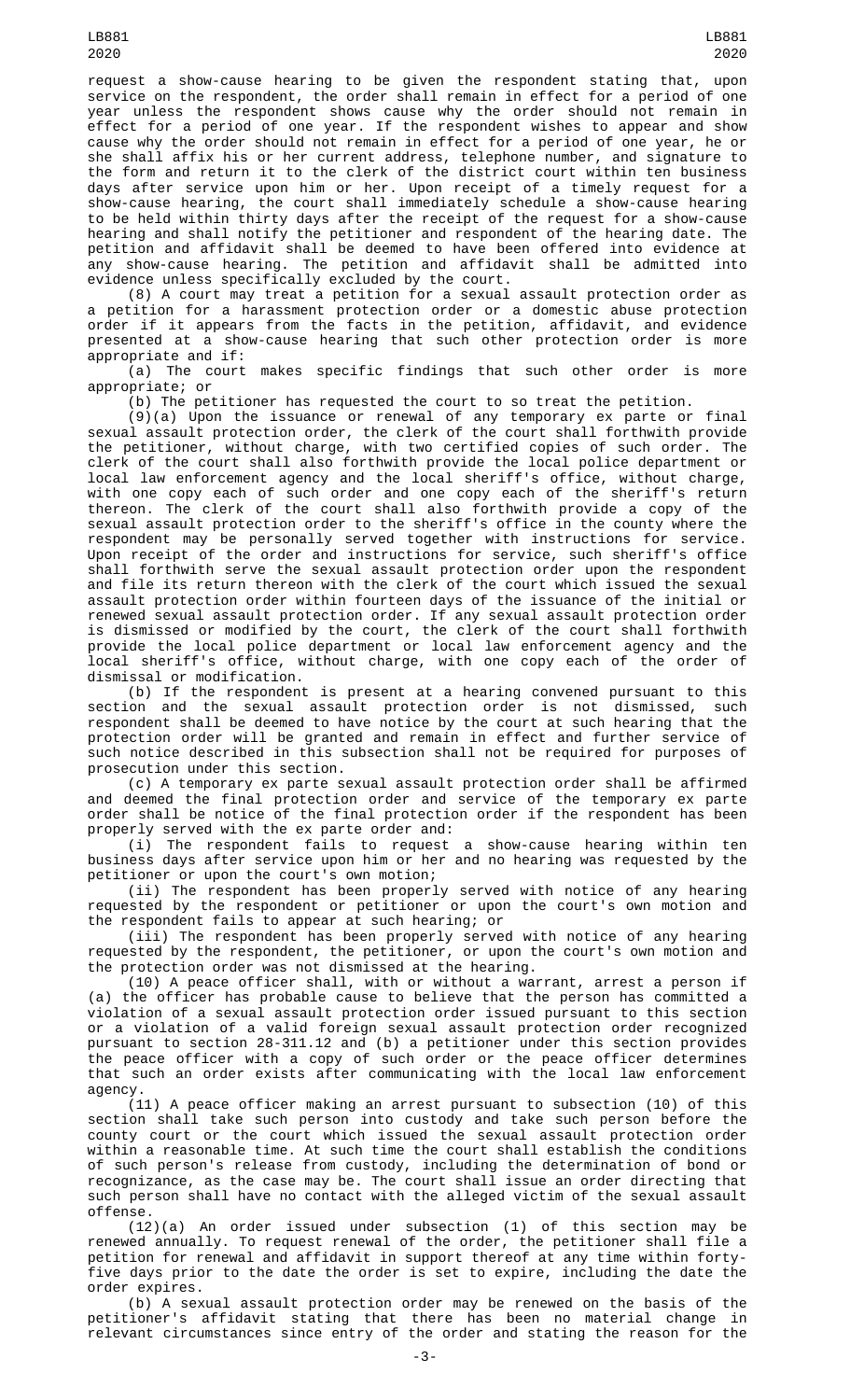request a show-cause hearing to be given the respondent stating that, upon service on the respondent, the order shall remain in effect for a period of one year unless the respondent shows cause why the order should not remain in effect for a period of one year. If the respondent wishes to appear and show cause why the order should not remain in effect for a period of one year, he or she shall affix his or her current address, telephone number, and signature to the form and return it to the clerk of the district court within ten business days after service upon him or her. Upon receipt of a timely request for a show-cause hearing, the court shall immediately schedule a show-cause hearing to be held within thirty days after the receipt of the request for a show-cause hearing and shall notify the petitioner and respondent of the hearing date. The petition and affidavit shall be deemed to have been offered into evidence at any show-cause hearing. The petition and affidavit shall be admitted into evidence unless specifically excluded by the court.

(8) A court may treat a petition for a sexual assault protection order as a petition for a harassment protection order or a domestic abuse protection order if it appears from the facts in the petition, affidavit, and evidence presented at a show-cause hearing that such other protection order is more appropriate and if:

(a) The court makes specific findings that such other order is more appropriate; or

(b) The petitioner has requested the court to so treat the petition.

(9)(a) Upon the issuance or renewal of any temporary ex parte or final sexual assault protection order, the clerk of the court shall forthwith provide the petitioner, without charge, with two certified copies of such order. The clerk of the court shall also forthwith provide the local police department or local law enforcement agency and the local sheriff's office, without charge, with one copy each of such order and one copy each of the sheriff's return thereon. The clerk of the court shall also forthwith provide a copy of the sexual assault protection order to the sheriff's office in the county where the respondent may be personally served together with instructions for service. Upon receipt of the order and instructions for service, such sheriff's office shall forthwith serve the sexual assault protection order upon the respondent and file its return thereon with the clerk of the court which issued the sexual assault protection order within fourteen days of the issuance of the initial or renewed sexual assault protection order. If any sexual assault protection order is dismissed or modified by the court, the clerk of the court shall forthwith provide the local police department or local law enforcement agency and the local sheriff's office, without charge, with one copy each of the order of dismissal or modification.

(b) If the respondent is present at a hearing convened pursuant to this section and the sexual assault protection order is not dismissed, such respondent shall be deemed to have notice by the court at such hearing that the protection order will be granted and remain in effect and further service of such notice described in this subsection shall not be required for purposes of prosecution under this section.

(c) A temporary ex parte sexual assault protection order shall be affirmed and deemed the final protection order and service of the temporary ex parte order shall be notice of the final protection order if the respondent has been properly served with the ex parte order and:

(i) The respondent fails to request a show-cause hearing within ten business days after service upon him or her and no hearing was requested by the petitioner or upon the court's own motion;

(ii) The respondent has been properly served with notice of any hearing requested by the respondent or petitioner or upon the court's own motion and the respondent fails to appear at such hearing; or

(iii) The respondent has been properly served with notice of any hearing requested by the respondent, the petitioner, or upon the court's own motion and the protection order was not dismissed at the hearing.

(10) A peace officer shall, with or without a warrant, arrest a person if (a) the officer has probable cause to believe that the person has committed a violation of a sexual assault protection order issued pursuant to this section or a violation of a valid foreign sexual assault protection order recognized pursuant to section 28-311.12 and (b) a petitioner under this section provides the peace officer with a copy of such order or the peace officer determines that such an order exists after communicating with the local law enforcement agency.

(11) A peace officer making an arrest pursuant to subsection (10) of this section shall take such person into custody and take such person before the county court or the court which issued the sexual assault protection order within a reasonable time. At such time the court shall establish the conditions of such person's release from custody, including the determination of bond or recognizance, as the case may be. The court shall issue an order directing that such person shall have no contact with the alleged victim of the sexual assault offense.

(12)(a) An order issued under subsection (1) of this section may be renewed annually. To request renewal of the order, the petitioner shall file a petition for renewal and affidavit in support thereof at any time within forty-five days prior to the date the order is set to expire, including the date the order expires.

(b) A sexual assault protection order may be renewed on the basis of the petitioner's affidavit stating that there has been no material change in relevant circumstances since entry of the order and stating the reason for the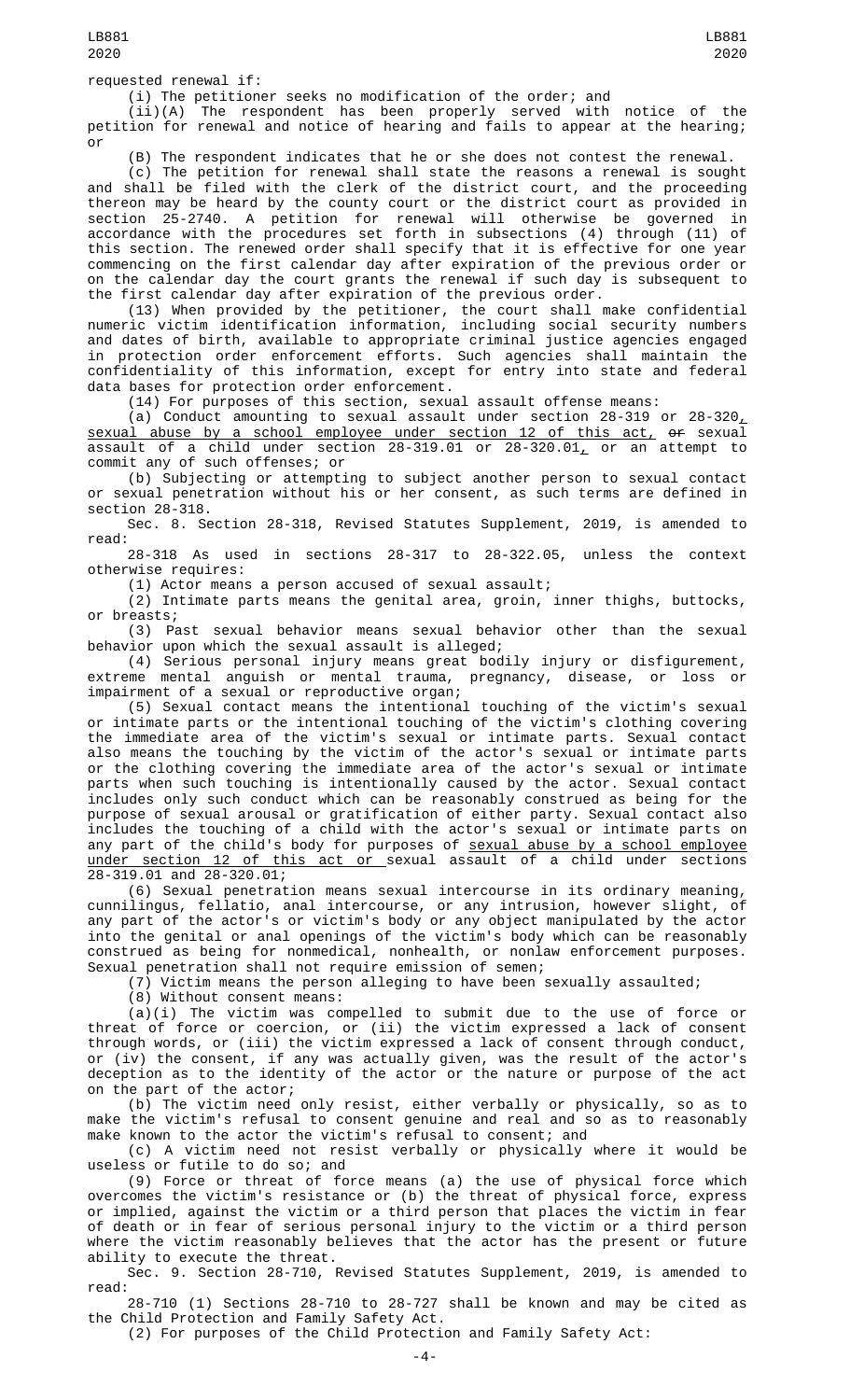requested renewal if:

(i) The petitioner seeks no modification of the order; and

(ii)(A) The respondent has been properly served with notice of the petition for renewal and notice of hearing and fails to appear at the hearing; or

(B) The respondent indicates that he or she does not contest the renewal.

(c) The petition for renewal shall state the reasons a renewal is sought and shall be filed with the clerk of the district court, and the proceeding thereon may be heard by the county court or the district court as provided in section 25-2740. A petition for renewal will otherwise be governed in accordance with the procedures set forth in subsections (4) through (11) of this section. The renewed order shall specify that it is effective for one year commencing on the first calendar day after expiration of the previous order or on the calendar day the court grants the renewal if such day is subsequent to the first calendar day after expiration of the previous order.

(13) When provided by the petitioner, the court shall make confidential numeric victim identification information, including social security numbers and dates of birth, available to appropriate criminal justice agencies engaged in protection order enforcement efforts. Such agencies shall maintain the confidentiality of this information, except for entry into state and federal data bases for protection order enforcement.

(14) For purposes of this section, sexual assault offense means:

(a) Conduct amounting to sexual assault under section 28-319 or 28-320, sexual abuse by a school employee under section 12 of this act, ~~or~~ sexual assault of a child under section 28-319.01 or 28-320.01, or an attempt to commit any of such offenses; or

(b) Subjecting or attempting to subject another person to sexual contact or sexual penetration without his or her consent, as such terms are defined in section 28-318.

Sec. 8. Section 28-318, Revised Statutes Supplement, 2019, is amended to read:

28-318 As used in sections 28-317 to 28-322.05, unless the context otherwise requires:

(1) Actor means a person accused of sexual assault;

(2) Intimate parts means the genital area, groin, inner thighs, buttocks, or breasts;

(3) Past sexual behavior means sexual behavior other than the sexual behavior upon which the sexual assault is alleged;

(4) Serious personal injury means great bodily injury or disfigurement, extreme mental anguish or mental trauma, pregnancy, disease, or loss or impairment of a sexual or reproductive organ;

(5) Sexual contact means the intentional touching of the victim's sexual or intimate parts or the intentional touching of the victim's clothing covering the immediate area of the victim's sexual or intimate parts. Sexual contact also means the touching by the victim of the actor's sexual or intimate parts or the clothing covering the immediate area of the actor's sexual or intimate parts when such touching is intentionally caused by the actor. Sexual contact includes only such conduct which can be reasonably construed as being for the purpose of sexual arousal or gratification of either party. Sexual contact also includes the touching of a child with the actor's sexual or intimate parts on any part of the child's body for purposes of sexual abuse by a school employee under section 12 of this act or sexual assault of a child under sections 28-319.01 and 28-320.01;

(6) Sexual penetration means sexual intercourse in its ordinary meaning, cunnilingus, fellatio, anal intercourse, or any intrusion, however slight, of any part of the actor's or victim's body or any object manipulated by the actor into the genital or anal openings of the victim's body which can be reasonably construed as being for nonmedical, nonhealth, or nonlaw enforcement purposes. Sexual penetration shall not require emission of semen;

(7) Victim means the person alleging to have been sexually assaulted;

(8) Without consent means:

(a)(i) The victim was compelled to submit due to the use of force or threat of force or coercion, or (ii) the victim expressed a lack of consent through words, or (iii) the victim expressed a lack of consent through conduct, or (iv) the consent, if any was actually given, was the result of the actor's deception as to the identity of the actor or the nature or purpose of the act on the part of the actor;

(b) The victim need only resist, either verbally or physically, so as to make the victim's refusal to consent genuine and real and so as to reasonably make known to the actor the victim's refusal to consent; and

(c) A victim need not resist verbally or physically where it would be useless or futile to do so; and

(9) Force or threat of force means (a) the use of physical force which overcomes the victim's resistance or (b) the threat of physical force, express or implied, against the victim or a third person that places the victim in fear of death or in fear of serious personal injury to the victim or a third person where the victim reasonably believes that the actor has the present or future ability to execute the threat.

Sec. 9. Section 28-710, Revised Statutes Supplement, 2019, is amended to read:

28-710 (1) Sections 28-710 to 28-727 shall be known and may be cited as the Child Protection and Family Safety Act.

(2) For purposes of the Child Protection and Family Safety Act: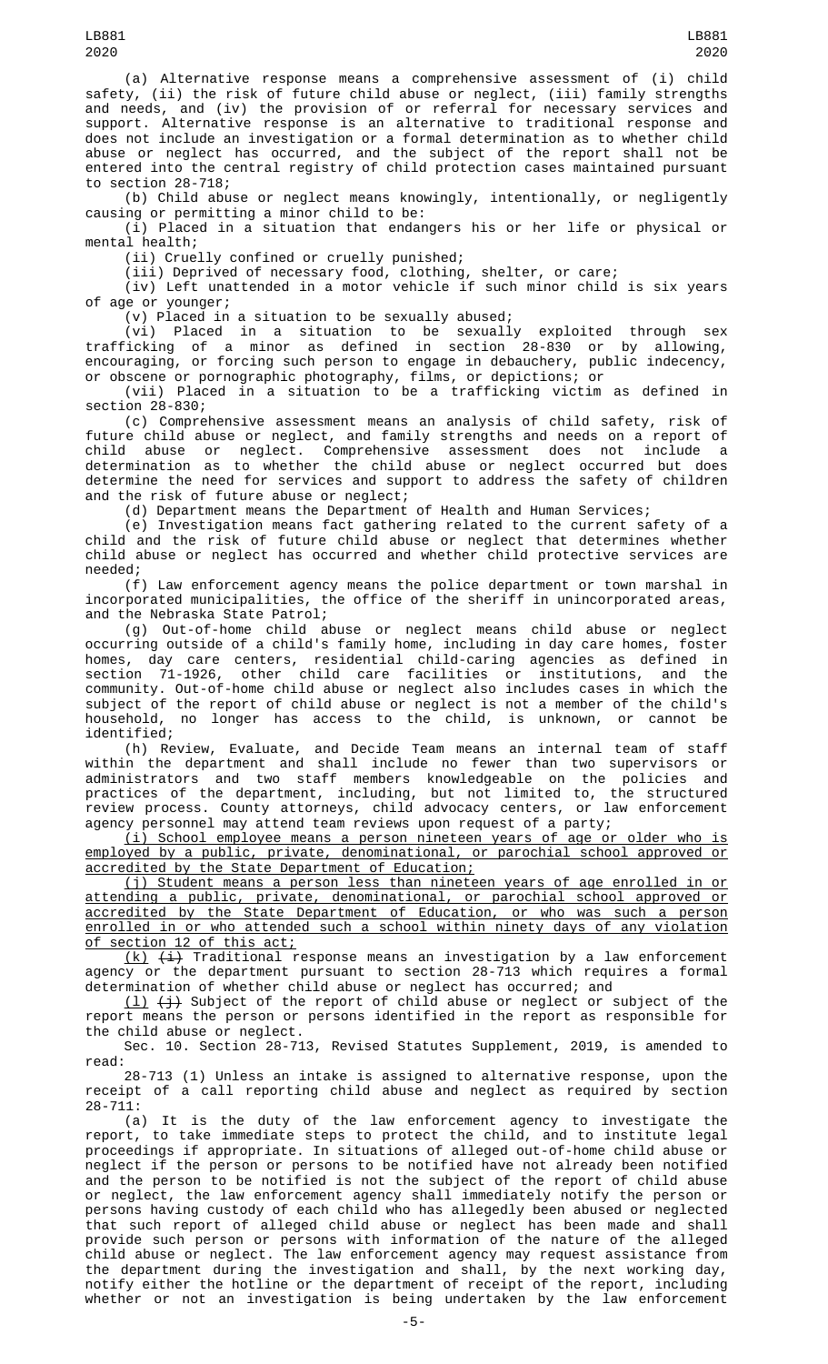(a) Alternative response means a comprehensive assessment of (i) child safety, (ii) the risk of future child abuse or neglect, (iii) family strengths and needs, and (iv) the provision of or referral for necessary services and support. Alternative response is an alternative to traditional response and does not include an investigation or a formal determination as to whether child abuse or neglect has occurred, and the subject of the report shall not be entered into the central registry of child protection cases maintained pursuant to section 28-718;

(b) Child abuse or neglect means knowingly, intentionally, or negligently causing or permitting a minor child to be:

(i) Placed in a situation that endangers his or her life or physical or mental health;

(ii) Cruelly confined or cruelly punished;

(iii) Deprived of necessary food, clothing, shelter, or care;

(iv) Left unattended in a motor vehicle if such minor child is six years of age or younger;

(v) Placed in a situation to be sexually abused;

(vi) Placed in a situation to be sexually exploited through sex trafficking of a minor as defined in section 28-830 or by allowing, encouraging, or forcing such person to engage in debauchery, public indecency, or obscene or pornographic photography, films, or depictions; or

(vii) Placed in a situation to be a trafficking victim as defined in section 28-830;

(c) Comprehensive assessment means an analysis of child safety, risk of future child abuse or neglect, and family strengths and needs on a report of child abuse or neglect. Comprehensive assessment does not include a determination as to whether the child abuse or neglect occurred but does determine the need for services and support to address the safety of children and the risk of future abuse or neglect;

(d) Department means the Department of Health and Human Services;

(e) Investigation means fact gathering related to the current safety of a child and the risk of future child abuse or neglect that determines whether child abuse or neglect has occurred and whether child protective services are needed;

(f) Law enforcement agency means the police department or town marshal in incorporated municipalities, the office of the sheriff in unincorporated areas, and the Nebraska State Patrol;

(g) Out-of-home child abuse or neglect means child abuse or neglect occurring outside of a child's family home, including in day care homes, foster homes, day care centers, residential child-caring agencies as defined in section 71-1926, other child care facilities or institutions, and the community. Out-of-home child abuse or neglect also includes cases in which the subject of the report of child abuse or neglect is not a member of the child's household, no longer has access to the child, is unknown, or cannot be identified;

(h) Review, Evaluate, and Decide Team means an internal team of staff within the department and shall include no fewer than two supervisors or administrators and two staff members knowledgeable on the policies and practices of the department, including, but not limited to, the structured review process. County attorneys, child advocacy centers, or law enforcement agency personnel may attend team reviews upon request of a party;

<u>(i) School employee means a person nineteen years of age or older who is employed by a public, private, denominational, or parochial school approved or accredited by the State Department of Education;</u>

<u>(j) Student means a person less than nineteen years of age enrolled in or attending a public, private, denominational, or parochial school approved or accredited by the State Department of Education, or who was such a person enrolled in or who attended such a school within ninety days of any violation of section 12 of this act;</u>

<u>(k)</u> ~~(i)~~ Traditional response means an investigation by a law enforcement agency or the department pursuant to section 28-713 which requires a formal determination of whether child abuse or neglect has occurred; and

<u>(l)</u> ~~(j)~~ Subject of the report of child abuse or neglect or subject of the report means the person or persons identified in the report as responsible for the child abuse or neglect.

Sec. 10. Section 28-713, Revised Statutes Supplement, 2019, is amended to read:

28-713 (1) Unless an intake is assigned to alternative response, upon the receipt of a call reporting child abuse and neglect as required by section 28-711:

(a) It is the duty of the law enforcement agency to investigate the report, to take immediate steps to protect the child, and to institute legal proceedings if appropriate. In situations of alleged out-of-home child abuse or neglect if the person or persons to be notified have not already been notified and the person to be notified is not the subject of the report of child abuse or neglect, the law enforcement agency shall immediately notify the person or persons having custody of each child who has allegedly been abused or neglected that such report of alleged child abuse or neglect has been made and shall provide such person or persons with information of the nature of the alleged child abuse or neglect. The law enforcement agency may request assistance from the department during the investigation and shall, by the next working day, notify either the hotline or the department of receipt of the report, including whether or not an investigation is being undertaken by the law enforcement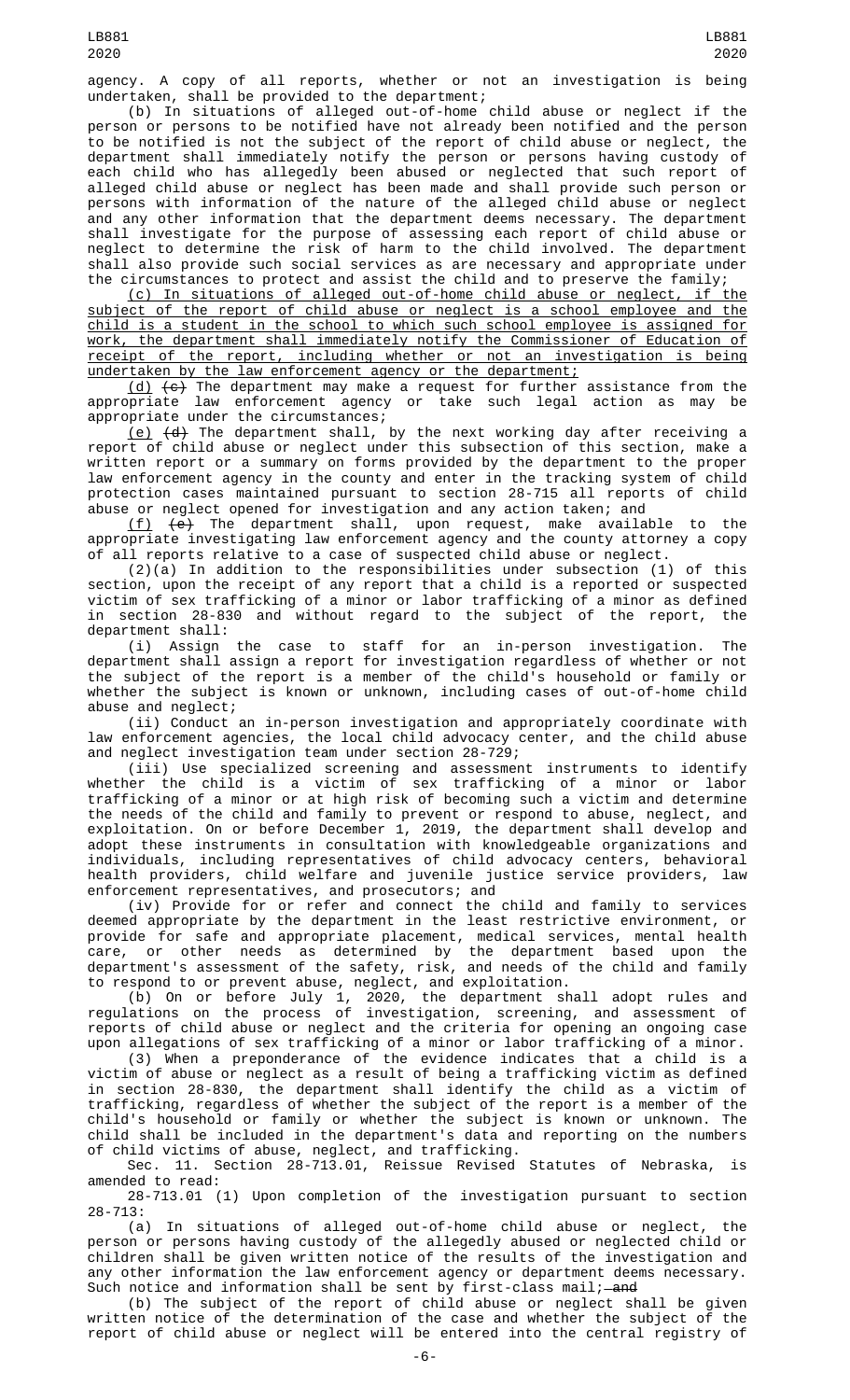agency. A copy of all reports, whether or not an investigation is being undertaken, shall be provided to the department;

(b) In situations of alleged out-of-home child abuse or neglect if the person or persons to be notified have not already been notified and the person to be notified is not the subject of the report of child abuse or neglect, the department shall immediately notify the person or persons having custody of each child who has allegedly been abused or neglected that such report of alleged child abuse or neglect has been made and shall provide such person or persons with information of the nature of the alleged child abuse or neglect and any other information that the department deems necessary. The department shall investigate for the purpose of assessing each report of child abuse or neglect to determine the risk of harm to the child involved. The department shall also provide such social services as are necessary and appropriate under the circumstances to protect and assist the child and to preserve the family;

<u>(c) In situations of alleged out-of-home child abuse or neglect, if the subject of the report of child abuse or neglect is a school employee and the child is a student in the school to which such school employee is assigned for work, the department shall immediately notify the Commissioner of Education of receipt of the report, including whether or not an investigation is being undertaken by the law enforcement agency or the department;</u>

<u>(d)</u> ~~(c)~~ The department may make a request for further assistance from the appropriate law enforcement agency or take such legal action as may be appropriate under the circumstances;

<u>(e)</u> ~~(d)~~ The department shall, by the next working day after receiving a report of child abuse or neglect under this subsection of this section, make a written report or a summary on forms provided by the department to the proper law enforcement agency in the county and enter in the tracking system of child protection cases maintained pursuant to section 28-715 all reports of child abuse or neglect opened for investigation and any action taken; and

<u>(f)</u> ~~(e)~~ The department shall, upon request, make available to the appropriate investigating law enforcement agency and the county attorney a copy of all reports relative to a case of suspected child abuse or neglect.

(2)(a) In addition to the responsibilities under subsection (1) of this section, upon the receipt of any report that a child is a reported or suspected victim of sex trafficking of a minor or labor trafficking of a minor as defined in section 28-830 and without regard to the subject of the report, the department shall:

(i) Assign the case to staff for an in-person investigation. The department shall assign a report for investigation regardless of whether or not the subject of the report is a member of the child's household or family or whether the subject is known or unknown, including cases of out-of-home child abuse and neglect;

(ii) Conduct an in-person investigation and appropriately coordinate with law enforcement agencies, the local child advocacy center, and the child abuse and neglect investigation team under section 28-729;

(iii) Use specialized screening and assessment instruments to identify whether the child is a victim of sex trafficking of a minor or labor trafficking of a minor or at high risk of becoming such a victim and determine the needs of the child and family to prevent or respond to abuse, neglect, and exploitation. On or before December 1, 2019, the department shall develop and adopt these instruments in consultation with knowledgeable organizations and individuals, including representatives of child advocacy centers, behavioral health providers, child welfare and juvenile justice service providers, law enforcement representatives, and prosecutors; and

(iv) Provide for or refer and connect the child and family to services deemed appropriate by the department in the least restrictive environment, or provide for safe and appropriate placement, medical services, mental health care, or other needs as determined by the department based upon the department's assessment of the safety, risk, and needs of the child and family to respond to or prevent abuse, neglect, and exploitation.

(b) On or before July 1, 2020, the department shall adopt rules and regulations on the process of investigation, screening, and assessment of reports of child abuse or neglect and the criteria for opening an ongoing case upon allegations of sex trafficking of a minor or labor trafficking of a minor.

(3) When a preponderance of the evidence indicates that a child is a victim of abuse or neglect as a result of being a trafficking victim as defined in section 28-830, the department shall identify the child as a victim of trafficking, regardless of whether the subject of the report is a member of the child's household or family or whether the subject is known or unknown. The child shall be included in the department's data and reporting on the numbers of child victims of abuse, neglect, and trafficking.

Sec. 11. Section 28-713.01, Reissue Revised Statutes of Nebraska, is amended to read:

28-713.01 (1) Upon completion of the investigation pursuant to section 28-713:

(a) In situations of alleged out-of-home child abuse or neglect, the person or persons having custody of the allegedly abused or neglected child or children shall be given written notice of the results of the investigation and any other information the law enforcement agency or department deems necessary. Such notice and information shall be sent by first-class mail; ~~and~~

(b) The subject of the report of child abuse or neglect shall be given written notice of the determination of the case and whether the subject of the report of child abuse or neglect will be entered into the central registry of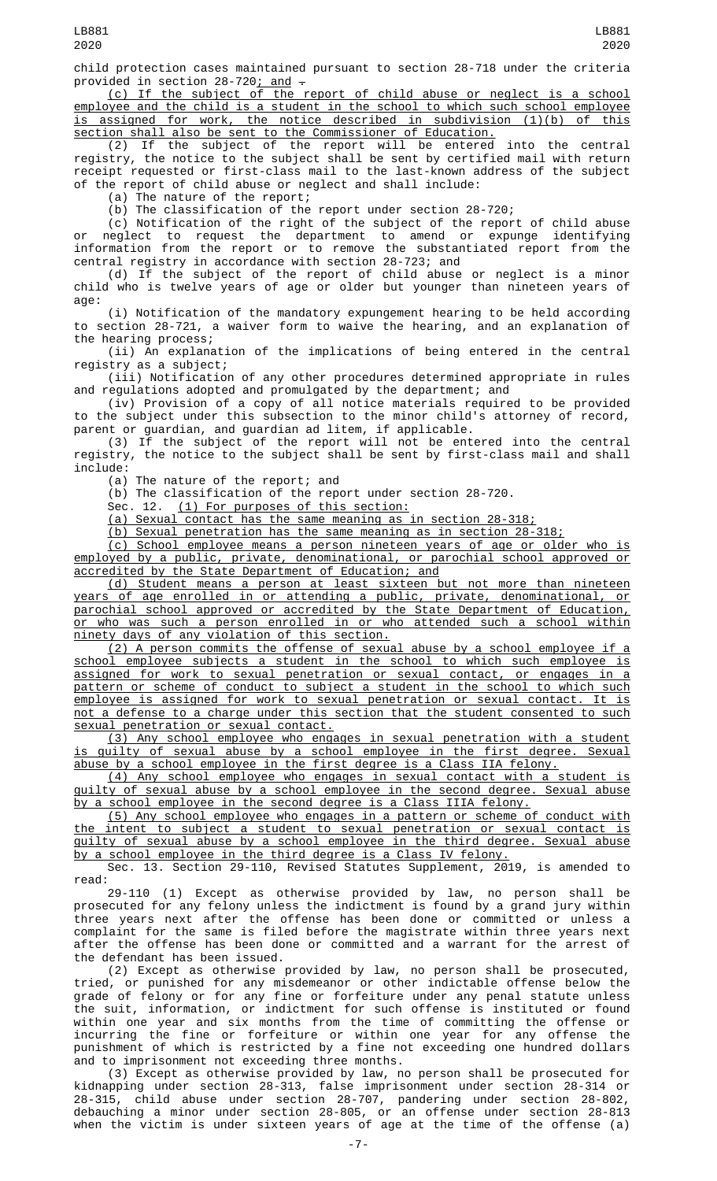child protection cases maintained pursuant to section 28-718 under the criteria provided in section 28-720; and .

(c) If the subject of the report of child abuse or neglect is a school employee and the child is a student in the school to which such school employee is assigned for work, the notice described in subdivision (1)(b) of this section shall also be sent to the Commissioner of Education.

(2) If the subject of the report will be entered into the central registry, the notice to the subject shall be sent by certified mail with return receipt requested or first-class mail to the last-known address of the subject of the report of child abuse or neglect and shall include:

(a) The nature of the report;

(b) The classification of the report under section 28-720;

(c) Notification of the right of the subject of the report of child abuse or neglect to request the department to amend or expunge identifying information from the report or to remove the substantiated report from the central registry in accordance with section 28-723; and

(d) If the subject of the report of child abuse or neglect is a minor child who is twelve years of age or older but younger than nineteen years of age:

(i) Notification of the mandatory expungement hearing to be held according to section 28-721, a waiver form to waive the hearing, and an explanation of the hearing process;

(ii) An explanation of the implications of being entered in the central registry as a subject;

(iii) Notification of any other procedures determined appropriate in rules and regulations adopted and promulgated by the department; and

(iv) Provision of a copy of all notice materials required to be provided to the subject under this subsection to the minor child's attorney of record, parent or guardian, and guardian ad litem, if applicable.

(3) If the subject of the report will not be entered into the central registry, the notice to the subject shall be sent by first-class mail and shall include:

(a) The nature of the report; and

(b) The classification of the report under section 28-720.

Sec. 12. (1) For purposes of this section:

(a) Sexual contact has the same meaning as in section 28-318;

(b) Sexual penetration has the same meaning as in section 28-318;

(c) School employee means a person nineteen years of age or older who is employed by a public, private, denominational, or parochial school approved or accredited by the State Department of Education; and

(d) Student means a person at least sixteen but not more than nineteen years of age enrolled in or attending a public, private, denominational, or parochial school approved or accredited by the State Department of Education, or who was such a person enrolled in or who attended such a school within ninety days of any violation of this section.

(2) A person commits the offense of sexual abuse by a school employee if a school employee subjects a student in the school to which such employee is assigned for work to sexual penetration or sexual contact, or engages in a pattern or scheme of conduct to subject a student in the school to which such employee is assigned for work to sexual penetration or sexual contact. It is not a defense to a charge under this section that the student consented to such sexual penetration or sexual contact.

(3) Any school employee who engages in sexual penetration with a student is guilty of sexual abuse by a school employee in the first degree. Sexual abuse by a school employee in the first degree is a Class IIA felony.

(4) Any school employee who engages in sexual contact with a student is guilty of sexual abuse by a school employee in the second degree. Sexual abuse by a school employee in the second degree is a Class IIIA felony.

(5) Any school employee who engages in a pattern or scheme of conduct with the intent to subject a student to sexual penetration or sexual contact is guilty of sexual abuse by a school employee in the third degree. Sexual abuse by a school employee in the third degree is a Class IV felony.

Sec. 13. Section 29-110, Revised Statutes Supplement, 2019, is amended to read:

29-110 (1) Except as otherwise provided by law, no person shall be prosecuted for any felony unless the indictment is found by a grand jury within three years next after the offense has been done or committed or unless a complaint for the same is filed before the magistrate within three years next after the offense has been done or committed and a warrant for the arrest of the defendant has been issued.

(2) Except as otherwise provided by law, no person shall be prosecuted, tried, or punished for any misdemeanor or other indictable offense below the grade of felony or for any fine or forfeiture under any penal statute unless the suit, information, or indictment for such offense is instituted or found within one year and six months from the time of committing the offense or incurring the fine or forfeiture or within one year for any offense the punishment of which is restricted by a fine not exceeding one hundred dollars and to imprisonment not exceeding three months.

(3) Except as otherwise provided by law, no person shall be prosecuted for kidnapping under section 28-313, false imprisonment under section 28-314 or 28-315, child abuse under section 28-707, pandering under section 28-802, debauching a minor under section 28-805, or an offense under section 28-813 when the victim is under sixteen years of age at the time of the offense (a)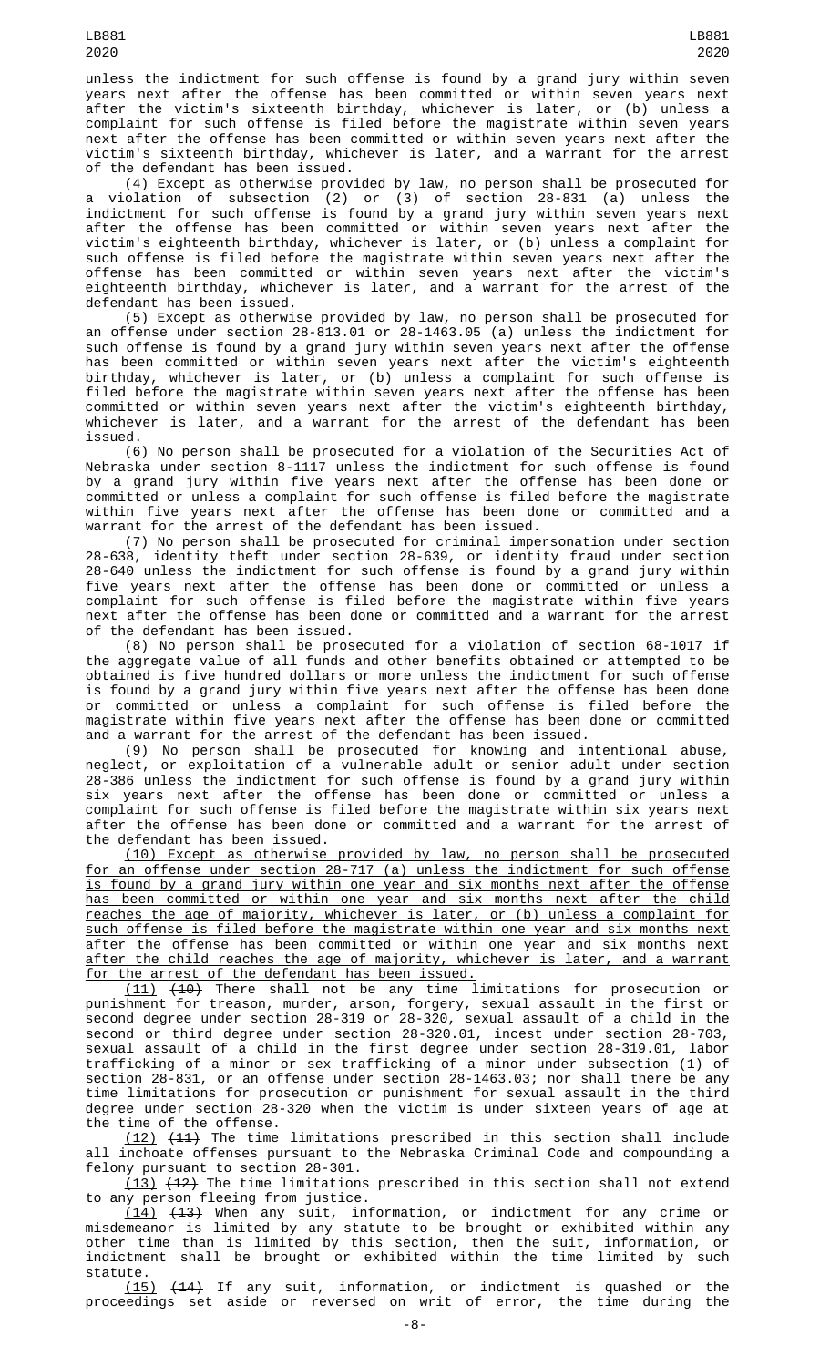unless the indictment for such offense is found by a grand jury within seven years next after the offense has been committed or within seven years next after the victim's sixteenth birthday, whichever is later, or (b) unless a complaint for such offense is filed before the magistrate within seven years next after the offense has been committed or within seven years next after the victim's sixteenth birthday, whichever is later, and a warrant for the arrest of the defendant has been issued.

(4) Except as otherwise provided by law, no person shall be prosecuted for a violation of subsection (2) or (3) of section 28-831 (a) unless the indictment for such offense is found by a grand jury within seven years next after the offense has been committed or within seven years next after the victim's eighteenth birthday, whichever is later, or (b) unless a complaint for such offense is filed before the magistrate within seven years next after the offense has been committed or within seven years next after the victim's eighteenth birthday, whichever is later, and a warrant for the arrest of the defendant has been issued.

(5) Except as otherwise provided by law, no person shall be prosecuted for an offense under section 28-813.01 or 28-1463.05 (a) unless the indictment for such offense is found by a grand jury within seven years next after the offense has been committed or within seven years next after the victim's eighteenth birthday, whichever is later, or (b) unless a complaint for such offense is filed before the magistrate within seven years next after the offense has been committed or within seven years next after the victim's eighteenth birthday, whichever is later, and a warrant for the arrest of the defendant has been issued.

(6) No person shall be prosecuted for a violation of the Securities Act of Nebraska under section 8-1117 unless the indictment for such offense is found by a grand jury within five years next after the offense has been done or committed or unless a complaint for such offense is filed before the magistrate within five years next after the offense has been done or committed and a warrant for the arrest of the defendant has been issued.

(7) No person shall be prosecuted for criminal impersonation under section 28-638, identity theft under section 28-639, or identity fraud under section 28-640 unless the indictment for such offense is found by a grand jury within five years next after the offense has been done or committed or unless a complaint for such offense is filed before the magistrate within five years next after the offense has been done or committed and a warrant for the arrest of the defendant has been issued.

(8) No person shall be prosecuted for a violation of section 68-1017 if the aggregate value of all funds and other benefits obtained or attempted to be obtained is five hundred dollars or more unless the indictment for such offense is found by a grand jury within five years next after the offense has been done or committed or unless a complaint for such offense is filed before the magistrate within five years next after the offense has been done or committed and a warrant for the arrest of the defendant has been issued.

(9) No person shall be prosecuted for knowing and intentional abuse, neglect, or exploitation of a vulnerable adult or senior adult under section 28-386 unless the indictment for such offense is found by a grand jury within six years next after the offense has been done or committed or unless a complaint for such offense is filed before the magistrate within six years next after the offense has been done or committed and a warrant for the arrest of the defendant has been issued.

<u>(10) Except as otherwise provided by law, no person shall be prosecuted for an offense under section 28-717 (a) unless the indictment for such offense is found by a grand jury within one year and six months next after the offense has been committed or within one year and six months next after the child reaches the age of majority, whichever is later, or (b) unless a complaint for such offense is filed before the magistrate within one year and six months next after the offense has been committed or within one year and six months next after the child reaches the age of majority, whichever is later, and a warrant for the arrest of the defendant has been issued.</u>

<u>(11)</u> ~~(10)~~ There shall not be any time limitations for prosecution or punishment for treason, murder, arson, forgery, sexual assault in the first or second degree under section 28-319 or 28-320, sexual assault of a child in the second or third degree under section 28-320.01, incest under section 28-703, sexual assault of a child in the first degree under section 28-319.01, labor trafficking of a minor or sex trafficking of a minor under subsection (1) of section 28-831, or an offense under section 28-1463.03; nor shall there be any time limitations for prosecution or punishment for sexual assault in the third degree under section 28-320 when the victim is under sixteen years of age at the time of the offense.

<u>(12)</u> ~~(11)~~ The time limitations prescribed in this section shall include all inchoate offenses pursuant to the Nebraska Criminal Code and compounding a felony pursuant to section 28-301.

<u>(13)</u> ~~(12)~~ The time limitations prescribed in this section shall not extend to any person fleeing from justice.

<u>(14)</u> ~~(13)~~ When any suit, information, or indictment for any crime or misdemeanor is limited by any statute to be brought or exhibited within any other time than is limited by this section, then the suit, information, or indictment shall be brought or exhibited within the time limited by such statute.

<u>(15)</u> ~~(14)~~ If any suit, information, or indictment is quashed or the proceedings set aside or reversed on writ of error, the time during the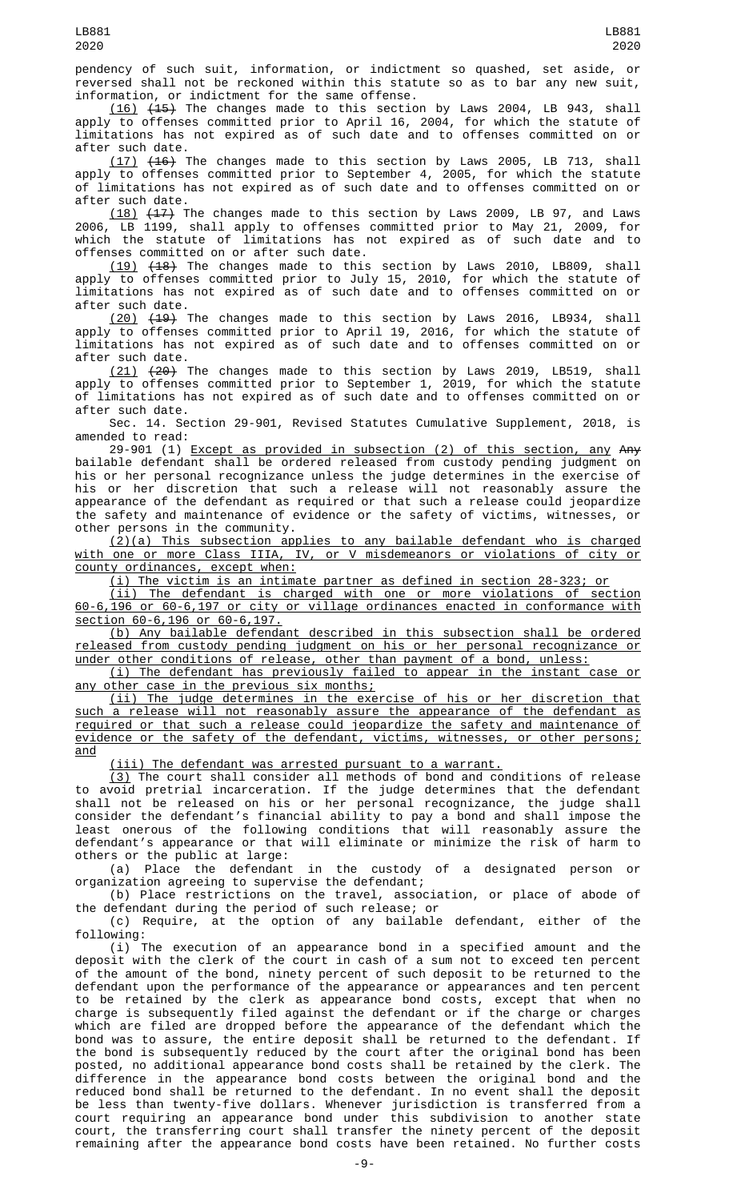pendency of such suit, information, or indictment so quashed, set aside, or reversed shall not be reckoned within this statute so as to bar any new suit, information, or indictment for the same offense.

(16) ~~(15)~~ The changes made to this section by Laws 2004, LB 943, shall apply to offenses committed prior to April 16, 2004, for which the statute of limitations has not expired as of such date and to offenses committed on or after such date.

(17) ~~(16)~~ The changes made to this section by Laws 2005, LB 713, shall apply to offenses committed prior to September 4, 2005, for which the statute of limitations has not expired as of such date and to offenses committed on or after such date.

(18) ~~(17)~~ The changes made to this section by Laws 2009, LB 97, and Laws 2006, LB 1199, shall apply to offenses committed prior to May 21, 2009, for which the statute of limitations has not expired as of such date and to offenses committed on or after such date.

(19) ~~(18)~~ The changes made to this section by Laws 2010, LB809, shall apply to offenses committed prior to July 15, 2010, for which the statute of limitations has not expired as of such date and to offenses committed on or after such date.

(20) ~~(19)~~ The changes made to this section by Laws 2016, LB934, shall apply to offenses committed prior to April 19, 2016, for which the statute of limitations has not expired as of such date and to offenses committed on or after such date.

(21) ~~(20)~~ The changes made to this section by Laws 2019, LB519, shall apply to offenses committed prior to September 1, 2019, for which the statute of limitations has not expired as of such date and to offenses committed on or after such date.

Sec. 14. Section 29-901, Revised Statutes Cumulative Supplement, 2018, is amended to read:

29-901 (1) Except as provided in subsection (2) of this section, any ~~Any~~ bailable defendant shall be ordered released from custody pending judgment on his or her personal recognizance unless the judge determines in the exercise of his or her discretion that such a release will not reasonably assure the appearance of the defendant as required or that such a release could jeopardize the safety and maintenance of evidence or the safety of victims, witnesses, or other persons in the community.

(2)(a) This subsection applies to any bailable defendant who is charged with one or more Class IIIA, IV, or V misdemeanors or violations of city or county ordinances, except when:

(i) The victim is an intimate partner as defined in section 28-323; or

(ii) The defendant is charged with one or more violations of section 60-6,196 or 60-6,197 or city or village ordinances enacted in conformance with section 60-6,196 or 60-6,197.

(b) Any bailable defendant described in this subsection shall be ordered released from custody pending judgment on his or her personal recognizance or under other conditions of release, other than payment of a bond, unless:

(i) The defendant has previously failed to appear in the instant case or any other case in the previous six months;

(ii) The judge determines in the exercise of his or her discretion that such a release will not reasonably assure the appearance of the defendant as required or that such a release could jeopardize the safety and maintenance of evidence or the safety of the defendant, victims, witnesses, or other persons; and

(iii) The defendant was arrested pursuant to a warrant.

(3) The court shall consider all methods of bond and conditions of release to avoid pretrial incarceration. If the judge determines that the defendant shall not be released on his or her personal recognizance, the judge shall consider the defendant's financial ability to pay a bond and shall impose the least onerous of the following conditions that will reasonably assure the defendant's appearance or that will eliminate or minimize the risk of harm to others or the public at large:

(a) Place the defendant in the custody of a designated person or organization agreeing to supervise the defendant;

(b) Place restrictions on the travel, association, or place of abode of the defendant during the period of such release; or

(c) Require, at the option of any bailable defendant, either of the following:

(i) The execution of an appearance bond in a specified amount and the deposit with the clerk of the court in cash of a sum not to exceed ten percent of the amount of the bond, ninety percent of such deposit to be returned to the defendant upon the performance of the appearance or appearances and ten percent to be retained by the clerk as appearance bond costs, except that when no charge is subsequently filed against the defendant or if the charge or charges which are filed are dropped before the appearance of the defendant which the bond was to assure, the entire deposit shall be returned to the defendant. If the bond is subsequently reduced by the court after the original bond has been posted, no additional appearance bond costs shall be retained by the clerk. The difference in the appearance bond costs between the original bond and the reduced bond shall be returned to the defendant. In no event shall the deposit be less than twenty-five dollars. Whenever jurisdiction is transferred from a court requiring an appearance bond under this subdivision to another state court, the transferring court shall transfer the ninety percent of the deposit remaining after the appearance bond costs have been retained. No further costs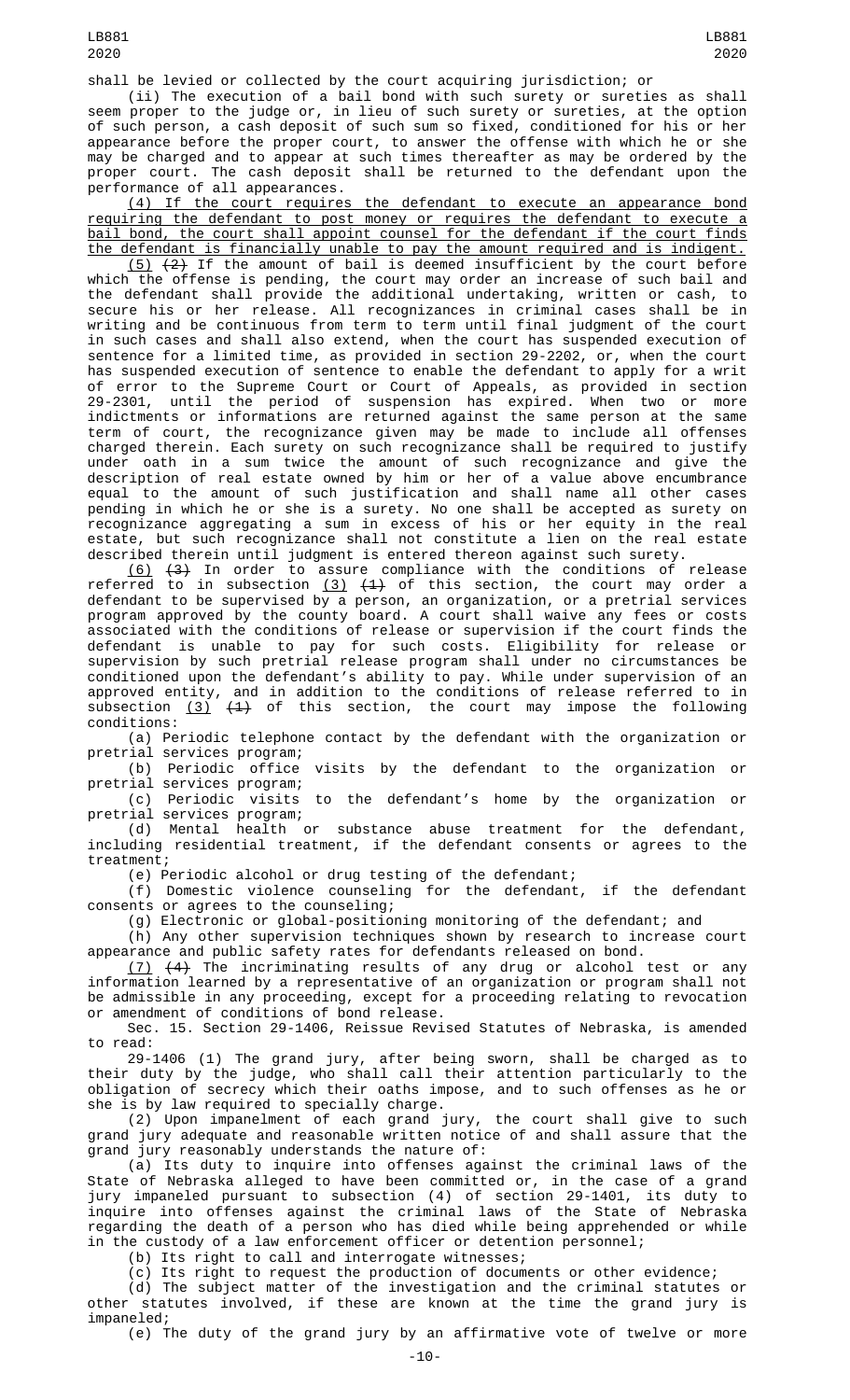shall be levied or collected by the court acquiring jurisdiction; or

(ii) The execution of a bail bond with such surety or sureties as shall seem proper to the judge or, in lieu of such surety or sureties, at the option of such person, a cash deposit of such sum so fixed, conditioned for his or her appearance before the proper court, to answer the offense with which he or she may be charged and to appear at such times thereafter as may be ordered by the proper court. The cash deposit shall be returned to the defendant upon the performance of all appearances.

(4) If the court requires the defendant to execute an appearance bond requiring the defendant to post money or requires the defendant to execute a bail bond, the court shall appoint counsel for the defendant if the court finds the defendant is financially unable to pay the amount required and is indigent.

(5) ~~(2)~~ If the amount of bail is deemed insufficient by the court before which the offense is pending, the court may order an increase of such bail and the defendant shall provide the additional undertaking, written or cash, to secure his or her release. All recognizances in criminal cases shall be in writing and be continuous from term to term until final judgment of the court in such cases and shall also extend, when the court has suspended execution of sentence for a limited time, as provided in section 29-2202, or, when the court has suspended execution of sentence to enable the defendant to apply for a writ of error to the Supreme Court or Court of Appeals, as provided in section 29-2301, until the period of suspension has expired. When two or more indictments or informations are returned against the same person at the same term of court, the recognizance given may be made to include all offenses charged therein. Each surety on such recognizance shall be required to justify under oath in a sum twice the amount of such recognizance and give the description of real estate owned by him or her of a value above encumbrance equal to the amount of such justification and shall name all other cases pending in which he or she is a surety. No one shall be accepted as surety on recognizance aggregating a sum in excess of his or her equity in the real estate, but such recognizance shall not constitute a lien on the real estate described therein until judgment is entered thereon against such surety.

(6) ~~(3)~~ In order to assure compliance with the conditions of release referred to in subsection (3) ~~(1)~~ of this section, the court may order a defendant to be supervised by a person, an organization, or a pretrial services program approved by the county board. A court shall waive any fees or costs associated with the conditions of release or supervision if the court finds the defendant is unable to pay for such costs. Eligibility for release or supervision by such pretrial release program shall under no circumstances be conditioned upon the defendant's ability to pay. While under supervision of an approved entity, and in addition to the conditions of release referred to in subsection (3) ~~(1)~~ of this section, the court may impose the following conditions:

(a) Periodic telephone contact by the defendant with the organization or pretrial services program;

(b) Periodic office visits by the defendant to the organization or pretrial services program;

(c) Periodic visits to the defendant's home by the organization or pretrial services program;

(d) Mental health or substance abuse treatment for the defendant, including residential treatment, if the defendant consents or agrees to the treatment;

(e) Periodic alcohol or drug testing of the defendant;

(f) Domestic violence counseling for the defendant, if the defendant consents or agrees to the counseling;

(g) Electronic or global-positioning monitoring of the defendant; and

(h) Any other supervision techniques shown by research to increase court appearance and public safety rates for defendants released on bond.

(7) ~~(4)~~ The incriminating results of any drug or alcohol test or any information learned by a representative of an organization or program shall not be admissible in any proceeding, except for a proceeding relating to revocation or amendment of conditions of bond release.

Sec. 15. Section 29-1406, Reissue Revised Statutes of Nebraska, is amended to read:

29-1406 (1) The grand jury, after being sworn, shall be charged as to their duty by the judge, who shall call their attention particularly to the obligation of secrecy which their oaths impose, and to such offenses as he or she is by law required to specially charge.

(2) Upon impanelment of each grand jury, the court shall give to such grand jury adequate and reasonable written notice of and shall assure that the grand jury reasonably understands the nature of:

(a) Its duty to inquire into offenses against the criminal laws of the State of Nebraska alleged to have been committed or, in the case of a grand jury impaneled pursuant to subsection (4) of section 29-1401, its duty to inquire into offenses against the criminal laws of the State of Nebraska regarding the death of a person who has died while being apprehended or while in the custody of a law enforcement officer or detention personnel;

(b) Its right to call and interrogate witnesses;

(c) Its right to request the production of documents or other evidence;

(d) The subject matter of the investigation and the criminal statutes or other statutes involved, if these are known at the time the grand jury is impaneled;

(e) The duty of the grand jury by an affirmative vote of twelve or more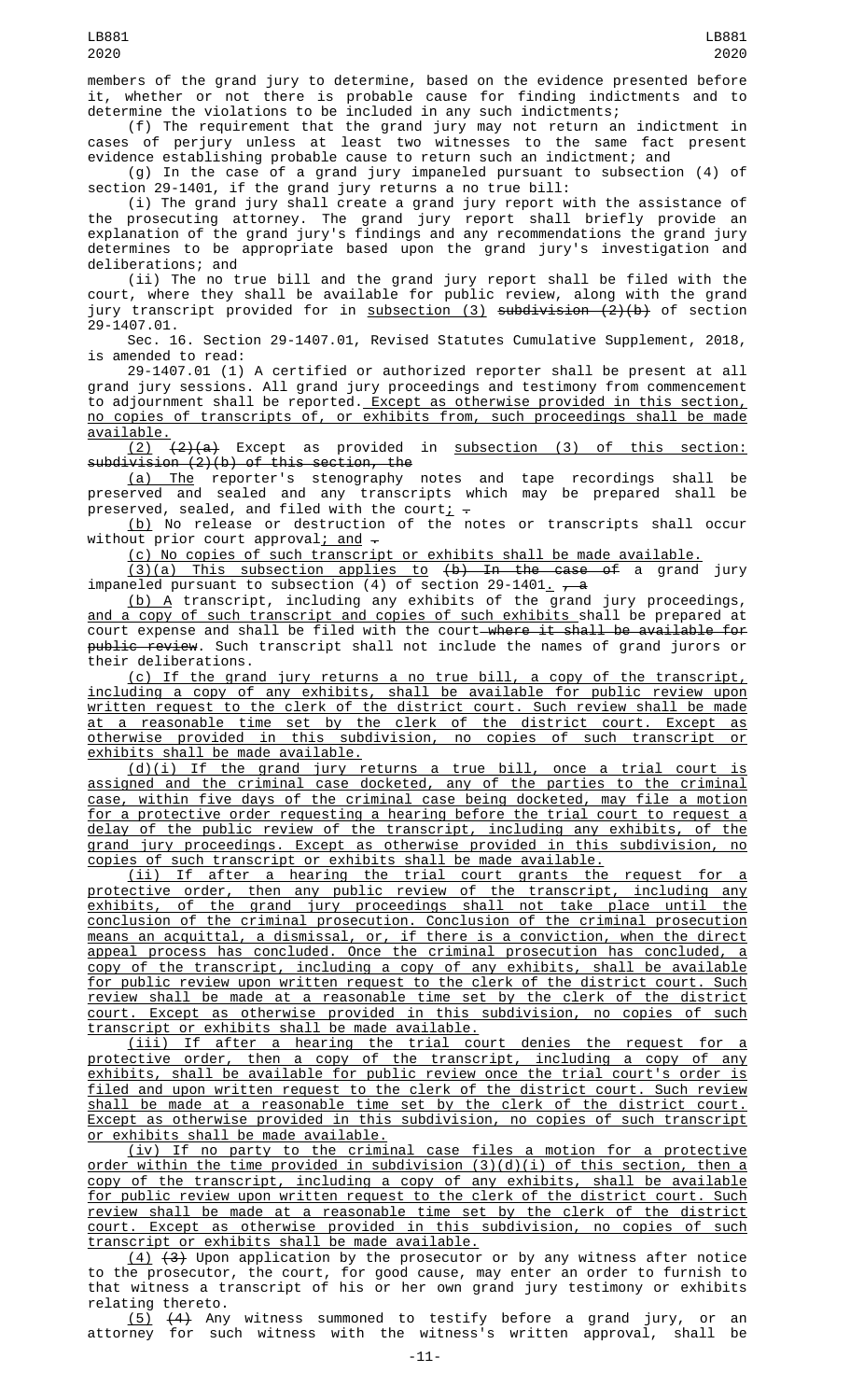members of the grand jury to determine, based on the evidence presented before it, whether or not there is probable cause for finding indictments and to determine the violations to be included in any such indictments;

(f) The requirement that the grand jury may not return an indictment in cases of perjury unless at least two witnesses to the same fact present evidence establishing probable cause to return such an indictment; and

(g) In the case of a grand jury impaneled pursuant to subsection (4) of section 29-1401, if the grand jury returns a no true bill:

(i) The grand jury shall create a grand jury report with the assistance of the prosecuting attorney. The grand jury report shall briefly provide an explanation of the grand jury's findings and any recommendations the grand jury determines to be appropriate based upon the grand jury's investigation and deliberations; and

(ii) The no true bill and the grand jury report shall be filed with the court, where they shall be available for public review, along with the grand jury transcript provided for in subsection (3) ~~subdivision (2)(b)~~ of section 29-1407.01.

Sec. 16. Section 29-1407.01, Revised Statutes Cumulative Supplement, 2018, is amended to read:

29-1407.01 (1) A certified or authorized reporter shall be present at all grand jury sessions. All grand jury proceedings and testimony from commencement to adjournment shall be reported. Except as otherwise provided in this section, no copies of transcripts of, or exhibits from, such proceedings shall be made available.

(2) ~~(2)(a)~~ Except as provided in subsection (3) of this section: ~~subdivision (2)(b) of this section, the~~

(a) The reporter's stenography notes and tape recordings shall be preserved and sealed and any transcripts which may be prepared shall be preserved, sealed, and filed with the court; ~~.~~

(b) No release or destruction of the notes or transcripts shall occur without prior court approval; and ~~.~~

(c) No copies of such transcript or exhibits shall be made available.

(3)(a) This subsection applies to ~~(b) In the case of~~ a grand jury impaneled pursuant to subsection (4) of section 29-1401. ~~, a~~

(b) A transcript, including any exhibits of the grand jury proceedings, and a copy of such transcript and copies of such exhibits shall be prepared at court expense and shall be filed with the court ~~where it shall be available for public review~~. Such transcript shall not include the names of grand jurors or their deliberations.

(c) If the grand jury returns a no true bill, a copy of the transcript, including a copy of any exhibits, shall be available for public review upon written request to the clerk of the district court. Such review shall be made at a reasonable time set by the clerk of the district court. Except as otherwise provided in this subdivision, no copies of such transcript or exhibits shall be made available.

(d)(i) If the grand jury returns a true bill, once a trial court is assigned and the criminal case docketed, any of the parties to the criminal case, within five days of the criminal case being docketed, may file a motion for a protective order requesting a hearing before the trial court to request a delay of the public review of the transcript, including any exhibits, of the grand jury proceedings. Except as otherwise provided in this subdivision, no copies of such transcript or exhibits shall be made available.

(ii) If after a hearing the trial court grants the request for a protective order, then any public review of the transcript, including any exhibits, of the grand jury proceedings shall not take place until the conclusion of the criminal prosecution. Conclusion of the criminal prosecution means an acquittal, a dismissal, or, if there is a conviction, when the direct appeal process has concluded. Once the criminal prosecution has concluded, a copy of the transcript, including a copy of any exhibits, shall be available for public review upon written request to the clerk of the district court. Such review shall be made at a reasonable time set by the clerk of the district court. Except as otherwise provided in this subdivision, no copies of such transcript or exhibits shall be made available.

(iii) If after a hearing the trial court denies the request for a protective order, then a copy of the transcript, including a copy of any exhibits, shall be available for public review once the trial court's order is filed and upon written request to the clerk of the district court. Such review shall be made at a reasonable time set by the clerk of the district court. Except as otherwise provided in this subdivision, no copies of such transcript or exhibits shall be made available.

(iv) If no party to the criminal case files a motion for a protective order within the time provided in subdivision (3)(d)(i) of this section, then a copy of the transcript, including a copy of any exhibits, shall be available for public review upon written request to the clerk of the district court. Such review shall be made at a reasonable time set by the clerk of the district court. Except as otherwise provided in this subdivision, no copies of such transcript or exhibits shall be made available.

(4) ~~(3)~~ Upon application by the prosecutor or by any witness after notice to the prosecutor, the court, for good cause, may enter an order to furnish to that witness a transcript of his or her own grand jury testimony or exhibits relating thereto.

(5) ~~(4)~~ Any witness summoned to testify before a grand jury, or an attorney for such witness with the witness's written approval, shall be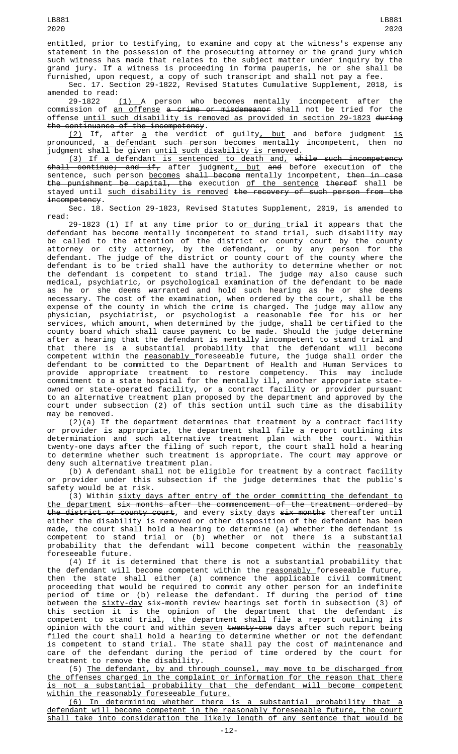entitled, prior to testifying, to examine and copy at the witness's expense any statement in the possession of the prosecuting attorney or the grand jury which such witness has made that relates to the subject matter under inquiry by the grand jury. If a witness is proceeding in forma pauperis, he or she shall be furnished, upon request, a copy of such transcript and shall not pay a fee.

Sec. 17. Section 29-1822, Revised Statutes Cumulative Supplement, 2018, is amended to read:

29-1822 <u>(1)</u> A person who becomes mentally incompetent after the commission of <u>an offense</u> ~~a crime or misdemeanor~~ shall not be tried for the offense <u>until such disability is removed as provided in section 29-1823</u> ~~during the continuance of the incompetency~~.

<u>(2)</u> If, after <u>a</u> ~~the~~ verdict of guilty<u>, but</u> ~~and~~ before judgment <u>is</u> pronounced, <u>a defendant</u> ~~such person~~ becomes mentally incompetent, then no judgment shall be given <u>until such disability is removed.</u>

<u>(3) If a defendant is sentenced to death and,</u> ~~while such incompetency shall continue; and if,~~ after judgment<u>, but</u> ~~and~~ before execution of the sentence, such person <u>becomes</u> ~~shall become~~ mentally incompetent, ~~then in case the punishment be capital, the~~ execution <u>of the sentence</u> ~~thereof~~ shall be stayed until <u>such disability is removed</u> ~~the recovery of such person from the incompetency~~.

Sec. 18. Section 29-1823, Revised Statutes Supplement, 2019, is amended to read:

29-1823 (1) If at any time prior to <u>or during</u> trial it appears that the defendant has become mentally incompetent to stand trial, such disability may be called to the attention of the district or county court by the county attorney or city attorney, by the defendant, or by any person for the defendant. The judge of the district or county court of the county where the defendant is to be tried shall have the authority to determine whether or not the defendant is competent to stand trial. The judge may also cause such medical, psychiatric, or psychological examination of the defendant to be made as he or she deems warranted and hold such hearing as he or she deems necessary. The cost of the examination, when ordered by the court, shall be the expense of the county in which the crime is charged. The judge may allow any physician, psychiatrist, or psychologist a reasonable fee for his or her services, which amount, when determined by the judge, shall be certified to the county board which shall cause payment to be made. Should the judge determine after a hearing that the defendant is mentally incompetent to stand trial and that there is a substantial probability that the defendant will become competent within the <u>reasonably</u> foreseeable future, the judge shall order the defendant to be committed to the Department of Health and Human Services to provide appropriate treatment to restore competency. This may include commitment to a state hospital for the mentally ill, another appropriate state-owned or state-operated facility, or a contract facility or provider pursuant to an alternative treatment plan proposed by the department and approved by the court under subsection (2) of this section until such time as the disability may be removed.

(2)(a) If the department determines that treatment by a contract facility or provider is appropriate, the department shall file a report outlining its determination and such alternative treatment plan with the court. Within twenty-one days after the filing of such report, the court shall hold a hearing to determine whether such treatment is appropriate. The court may approve or deny such alternative treatment plan.

(b) A defendant shall not be eligible for treatment by a contract facility or provider under this subsection if the judge determines that the public's safety would be at risk.

(3) Within <u>sixty days after entry of the order committing the defendant to the department</u> ~~six months after the commencement of the treatment ordered by the district or county court~~, and every <u>sixty days</u> ~~six months~~ thereafter until either the disability is removed or other disposition of the defendant has been made, the court shall hold a hearing to determine (a) whether the defendant is competent to stand trial or (b) whether or not there is a substantial probability that the defendant will become competent within the <u>reasonably</u> foreseeable future.

(4) If it is determined that there is not a substantial probability that the defendant will become competent within the <u>reasonably</u> foreseeable future, then the state shall either (a) commence the applicable civil commitment proceeding that would be required to commit any other person for an indefinite period of time or (b) release the defendant. If during the period of time between the <u>sixty-day</u> ~~six-month~~ review hearings set forth in subsection (3) of this section it is the opinion of the department that the defendant is competent to stand trial, the department shall file a report outlining its opinion with the court and within <u>seven</u> ~~twenty-one~~ days after such report being filed the court shall hold a hearing to determine whether or not the defendant is competent to stand trial. The state shall pay the cost of maintenance and care of the defendant during the period of time ordered by the court for treatment to remove the disability.

(5) <u>The defendant, by and through counsel, may move to be discharged from the offenses charged in the complaint or information for the reason that there is not a substantial probability that the defendant will become competent within the reasonably foreseeable future.</u>

<u>(6) In determining whether there is a substantial probability that a defendant will become competent in the reasonably foreseeable future, the court shall take into consideration the likely length of any sentence that would be</u>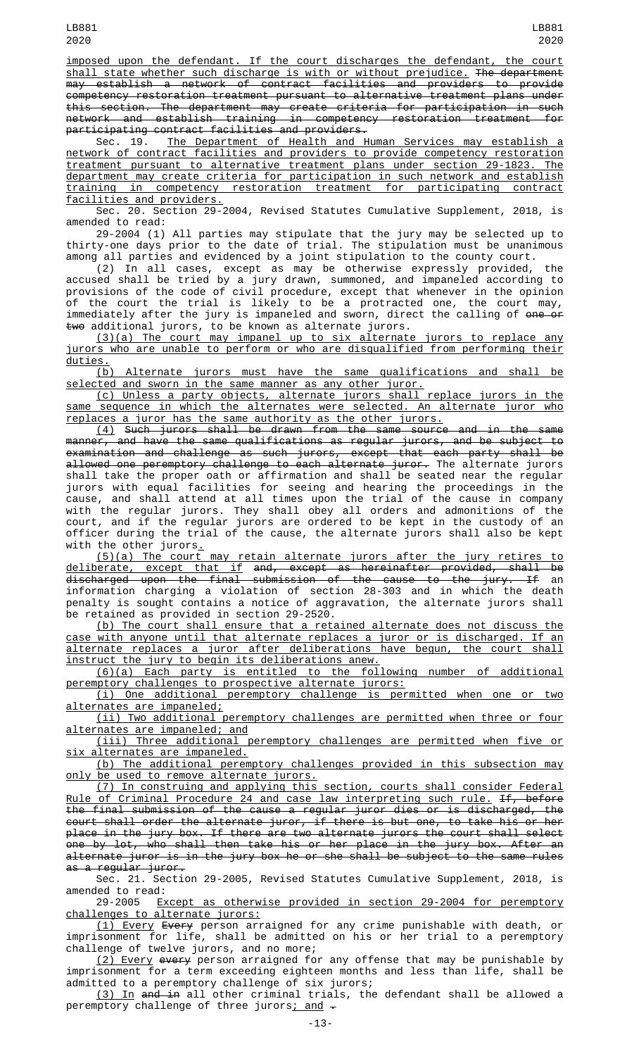imposed upon the defendant. If the court discharges the defendant, the court shall state whether such discharge is with or without prejudice. ~~The department may establish a network of contract facilities and providers to provide competency restoration treatment pursuant to alternative treatment plans under this section. The department may create criteria for participation in such network and establish training in competency restoration treatment for participating contract facilities and providers.~~

Sec. 19. The Department of Health and Human Services may establish a network of contract facilities and providers to provide competency restoration treatment pursuant to alternative treatment plans under section 29-1823. The department may create criteria for participation in such network and establish training in competency restoration treatment for participating contract facilities and providers.

Sec. 20. Section 29-2004, Revised Statutes Cumulative Supplement, 2018, is amended to read:

29-2004 (1) All parties may stipulate that the jury may be selected up to thirty-one days prior to the date of trial. The stipulation must be unanimous among all parties and evidenced by a joint stipulation to the county court.

(2) In all cases, except as may be otherwise expressly provided, the accused shall be tried by a jury drawn, summoned, and impaneled according to provisions of the code of civil procedure, except that whenever in the opinion of the court the trial is likely to be a protracted one, the court may, immediately after the jury is impaneled and sworn, direct the calling of ~~one or two~~ additional jurors, to be known as alternate jurors.

(3)(a) The court may impanel up to six alternate jurors to replace any jurors who are unable to perform or who are disqualified from performing their duties.

(b) Alternate jurors must have the same qualifications and shall be selected and sworn in the same manner as any other juror.

(c) Unless a party objects, alternate jurors shall replace jurors in the same sequence in which the alternates were selected. An alternate juror who replaces a juror has the same authority as the other jurors.

(4) ~~Such jurors shall be drawn from the same source and in the same manner, and have the same qualifications as regular jurors, and be subject to examination and challenge as such jurors, except that each party shall be allowed one peremptory challenge to each alternate juror.~~ The alternate jurors shall take the proper oath or affirmation and shall be seated near the regular jurors with equal facilities for seeing and hearing the proceedings in the cause, and shall attend at all times upon the trial of the cause in company with the regular jurors. They shall obey all orders and admonitions of the court, and if the regular jurors are ordered to be kept in the custody of an officer during the trial of the cause, the alternate jurors shall also be kept with the other jurors.

(5)(a) The court may retain alternate jurors after the jury retires to deliberate, except that if ~~and, except as hereinafter provided, shall be discharged upon the final submission of the cause to the jury. If~~ an information charging a violation of section 28-303 and in which the death penalty is sought contains a notice of aggravation, the alternate jurors shall be retained as provided in section 29-2520.

(b) The court shall ensure that a retained alternate does not discuss the case with anyone until that alternate replaces a juror or is discharged. If an alternate replaces a juror after deliberations have begun, the court shall instruct the jury to begin its deliberations anew.

(6)(a) Each party is entitled to the following number of additional peremptory challenges to prospective alternate jurors:

(i) One additional peremptory challenge is permitted when one or two alternates are impaneled;

(ii) Two additional peremptory challenges are permitted when three or four alternates are impaneled; and

(iii) Three additional peremptory challenges are permitted when five or six alternates are impaneled.

(b) The additional peremptory challenges provided in this subsection may only be used to remove alternate jurors.

(7) In construing and applying this section, courts shall consider Federal Rule of Criminal Procedure 24 and case law interpreting such rule. ~~If, before the final submission of the cause a regular juror dies or is discharged, the court shall order the alternate juror, if there is but one, to take his or her place in the jury box. If there are two alternate jurors the court shall select one by lot, who shall then take his or her place in the jury box. After an alternate juror is in the jury box he or she shall be subject to the same rules as a regular juror.~~

Sec. 21. Section 29-2005, Revised Statutes Cumulative Supplement, 2018, is amended to read:

29-2005 Except as otherwise provided in section 29-2004 for peremptory challenges to alternate jurors:

(1) Every ~~Every~~ person arraigned for any crime punishable with death, or imprisonment for life, shall be admitted on his or her trial to a peremptory challenge of twelve jurors, and no more;

(2) Every ~~every~~ person arraigned for any offense that may be punishable by imprisonment for a term exceeding eighteen months and less than life, shall be admitted to a peremptory challenge of six jurors;

(3) In ~~and in~~ all other criminal trials, the defendant shall be allowed a peremptory challenge of three jurors; and ~~.~~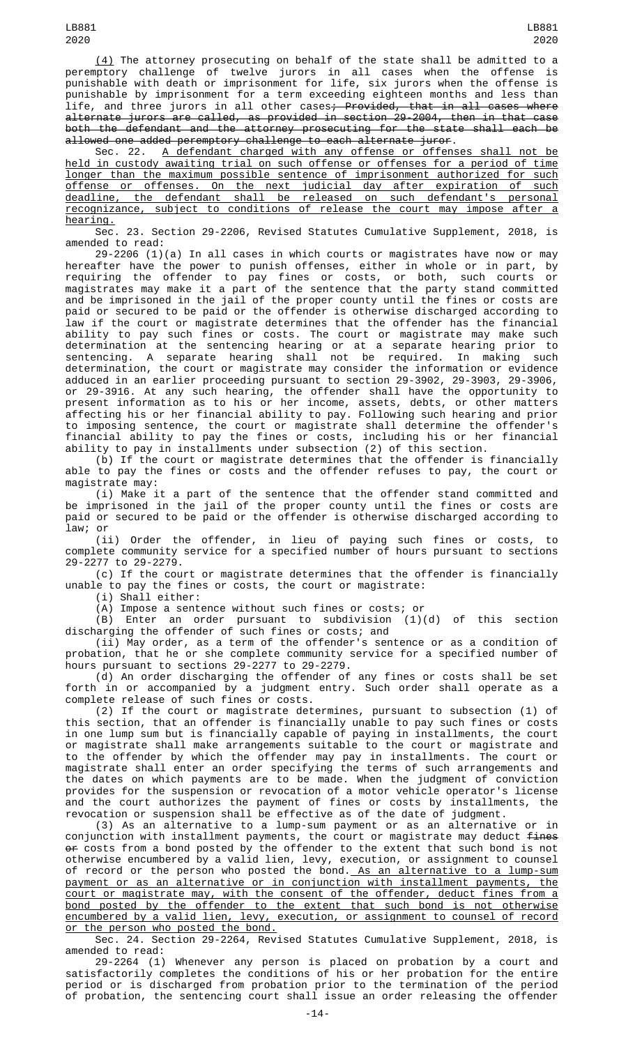(4) The attorney prosecuting on behalf of the state shall be admitted to a peremptory challenge of twelve jurors in all cases when the offense is punishable with death or imprisonment for life, six jurors when the offense is punishable by imprisonment for a term exceeding eighteen months and less than life, and three jurors in all other cases~~; Provided, that in all cases where alternate jurors are called, as provided in section 29-2004, then in that case both the defendant and the attorney prosecuting for the state shall each be allowed one added peremptory challenge to each alternate juror~~.

Sec. 22. A defendant charged with any offense or offenses shall not be held in custody awaiting trial on such offense or offenses for a period of time longer than the maximum possible sentence of imprisonment authorized for such offense or offenses. On the next judicial day after expiration of such deadline, the defendant shall be released on such defendant's personal recognizance, subject to conditions of release the court may impose after a hearing.

Sec. 23. Section 29-2206, Revised Statutes Cumulative Supplement, 2018, is amended to read:

29-2206 (1)(a) In all cases in which courts or magistrates have now or may hereafter have the power to punish offenses, either in whole or in part, by requiring the offender to pay fines or costs, or both, such courts or magistrates may make it a part of the sentence that the party stand committed and be imprisoned in the jail of the proper county until the fines or costs are paid or secured to be paid or the offender is otherwise discharged according to law if the court or magistrate determines that the offender has the financial ability to pay such fines or costs. The court or magistrate may make such determination at the sentencing hearing or at a separate hearing prior to sentencing. A separate hearing shall not be required. In making such determination, the court or magistrate may consider the information or evidence adduced in an earlier proceeding pursuant to section 29-3902, 29-3903, 29-3906, or 29-3916. At any such hearing, the offender shall have the opportunity to present information as to his or her income, assets, debts, or other matters affecting his or her financial ability to pay. Following such hearing and prior to imposing sentence, the court or magistrate shall determine the offender's financial ability to pay the fines or costs, including his or her financial ability to pay in installments under subsection (2) of this section.

(b) If the court or magistrate determines that the offender is financially able to pay the fines or costs and the offender refuses to pay, the court or magistrate may:

(i) Make it a part of the sentence that the offender stand committed and be imprisoned in the jail of the proper county until the fines or costs are paid or secured to be paid or the offender is otherwise discharged according to law; or

(ii) Order the offender, in lieu of paying such fines or costs, to complete community service for a specified number of hours pursuant to sections 29-2277 to 29-2279.

(c) If the court or magistrate determines that the offender is financially unable to pay the fines or costs, the court or magistrate:

(i) Shall either:

(A) Impose a sentence without such fines or costs; or

(B) Enter an order pursuant to subdivision (1)(d) of this section discharging the offender of such fines or costs; and

(ii) May order, as a term of the offender's sentence or as a condition of probation, that he or she complete community service for a specified number of hours pursuant to sections 29-2277 to 29-2279.

(d) An order discharging the offender of any fines or costs shall be set forth in or accompanied by a judgment entry. Such order shall operate as a complete release of such fines or costs.

(2) If the court or magistrate determines, pursuant to subsection (1) of this section, that an offender is financially unable to pay such fines or costs in one lump sum but is financially capable of paying in installments, the court or magistrate shall make arrangements suitable to the court or magistrate and to the offender by which the offender may pay in installments. The court or magistrate shall enter an order specifying the terms of such arrangements and the dates on which payments are to be made. When the judgment of conviction provides for the suspension or revocation of a motor vehicle operator's license and the court authorizes the payment of fines or costs by installments, the revocation or suspension shall be effective as of the date of judgment.

(3) As an alternative to a lump-sum payment or as an alternative or in conjunction with installment payments, the court or magistrate may deduct ~~fines or~~ costs from a bond posted by the offender to the extent that such bond is not otherwise encumbered by a valid lien, levy, execution, or assignment to counsel of record or the person who posted the bond. As an alternative to a lump-sum payment or as an alternative or in conjunction with installment payments, the court or magistrate may, with the consent of the offender, deduct fines from a bond posted by the offender to the extent that such bond is not otherwise encumbered by a valid lien, levy, execution, or assignment to counsel of record or the person who posted the bond.

Sec. 24. Section 29-2264, Revised Statutes Cumulative Supplement, 2018, is amended to read:

29-2264 (1) Whenever any person is placed on probation by a court and satisfactorily completes the conditions of his or her probation for the entire period or is discharged from probation prior to the termination of the period of probation, the sentencing court shall issue an order releasing the offender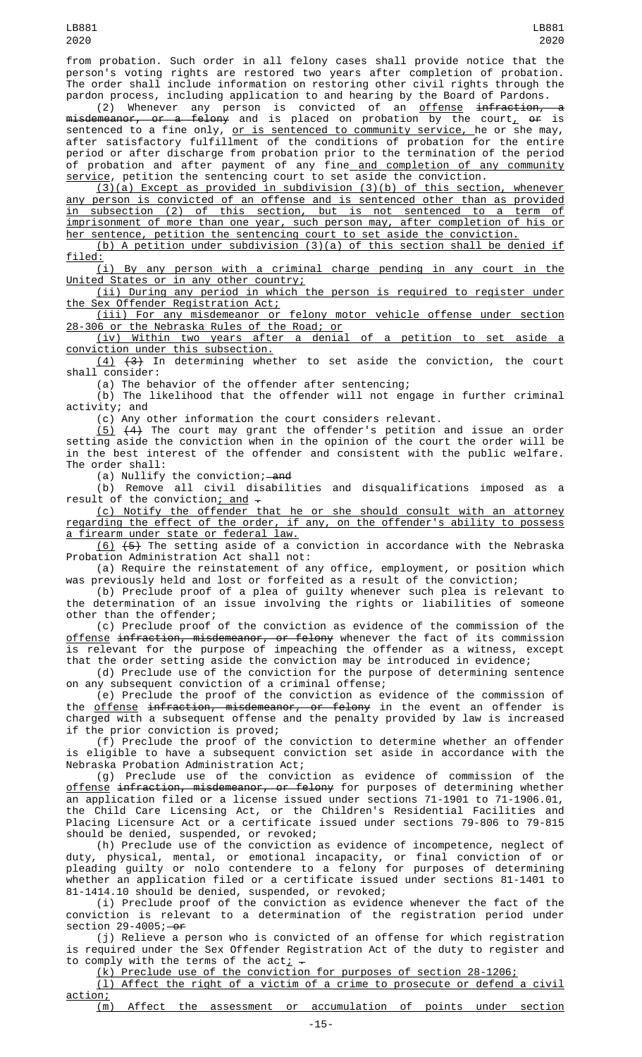from probation. Such order in all felony cases shall provide notice that the person's voting rights are restored two years after completion of probation. The order shall include information on restoring other civil rights through the pardon process, including application to and hearing by the Board of Pardons.

(2) Whenever any person is convicted of an offense ~~infraction, a misdemeanor, or a felony~~ and is placed on probation by the court, ~~or~~ is sentenced to a fine only, or is sentenced to community service, he or she may, after satisfactory fulfillment of the conditions of probation for the entire period or after discharge from probation prior to the termination of the period of probation and after payment of any fine and completion of any community service, petition the sentencing court to set aside the conviction.

(3)(a) Except as provided in subdivision (3)(b) of this section, whenever any person is convicted of an offense and is sentenced other than as provided in subsection (2) of this section, but is not sentenced to a term of imprisonment of more than one year, such person may, after completion of his or her sentence, petition the sentencing court to set aside the conviction.

(b) A petition under subdivision (3)(a) of this section shall be denied if filed:

(i) By any person with a criminal charge pending in any court in the United States or in any other country;

(ii) During any period in which the person is required to register under the Sex Offender Registration Act;

(iii) For any misdemeanor or felony motor vehicle offense under section 28-306 or the Nebraska Rules of the Road; or

(iv) Within two years after a denial of a petition to set aside a conviction under this subsection.

(4) ~~(3)~~ In determining whether to set aside the conviction, the court shall consider:

(a) The behavior of the offender after sentencing;

(b) The likelihood that the offender will not engage in further criminal activity; and

(c) Any other information the court considers relevant.

(5) ~~(4)~~ The court may grant the offender's petition and issue an order setting aside the conviction when in the opinion of the court the order will be in the best interest of the offender and consistent with the public welfare. The order shall:

(a) Nullify the conviction; ~~and~~

(b) Remove all civil disabilities and disqualifications imposed as a result of the conviction; and ~~.~~

(c) Notify the offender that he or she should consult with an attorney regarding the effect of the order, if any, on the offender's ability to possess a firearm under state or federal law.

(6) ~~(5)~~ The setting aside of a conviction in accordance with the Nebraska Probation Administration Act shall not:

(a) Require the reinstatement of any office, employment, or position which was previously held and lost or forfeited as a result of the conviction;

(b) Preclude proof of a plea of guilty whenever such plea is relevant to the determination of an issue involving the rights or liabilities of someone other than the offender;

(c) Preclude proof of the conviction as evidence of the commission of the offense ~~infraction, misdemeanor, or felony~~ whenever the fact of its commission is relevant for the purpose of impeaching the offender as a witness, except that the order setting aside the conviction may be introduced in evidence;

(d) Preclude use of the conviction for the purpose of determining sentence on any subsequent conviction of a criminal offense;

(e) Preclude the proof of the conviction as evidence of the commission of the offense ~~infraction, misdemeanor, or felony~~ in the event an offender is charged with a subsequent offense and the penalty provided by law is increased if the prior conviction is proved;

(f) Preclude the proof of the conviction to determine whether an offender is eligible to have a subsequent conviction set aside in accordance with the Nebraska Probation Administration Act;

(g) Preclude use of the conviction as evidence of commission of the offense ~~infraction, misdemeanor, or felony~~ for purposes of determining whether an application filed or a license issued under sections 71-1901 to 71-1906.01, the Child Care Licensing Act, or the Children's Residential Facilities and Placing Licensure Act or a certificate issued under sections 79-806 to 79-815 should be denied, suspended, or revoked;

(h) Preclude use of the conviction as evidence of incompetence, neglect of duty, physical, mental, or emotional incapacity, or final conviction of or pleading guilty or nolo contendere to a felony for purposes of determining whether an application filed or a certificate issued under sections 81-1401 to 81-1414.10 should be denied, suspended, or revoked;

(i) Preclude proof of the conviction as evidence whenever the fact of the conviction is relevant to a determination of the registration period under section 29-4005; ~~or~~

(j) Relieve a person who is convicted of an offense for which registration is required under the Sex Offender Registration Act of the duty to register and to comply with the terms of the act; ~~.~~

(k) Preclude use of the conviction for purposes of section 28-1206;

(l) Affect the right of a victim of a crime to prosecute or defend a civil action;

(m) Affect the assessment or accumulation of points under section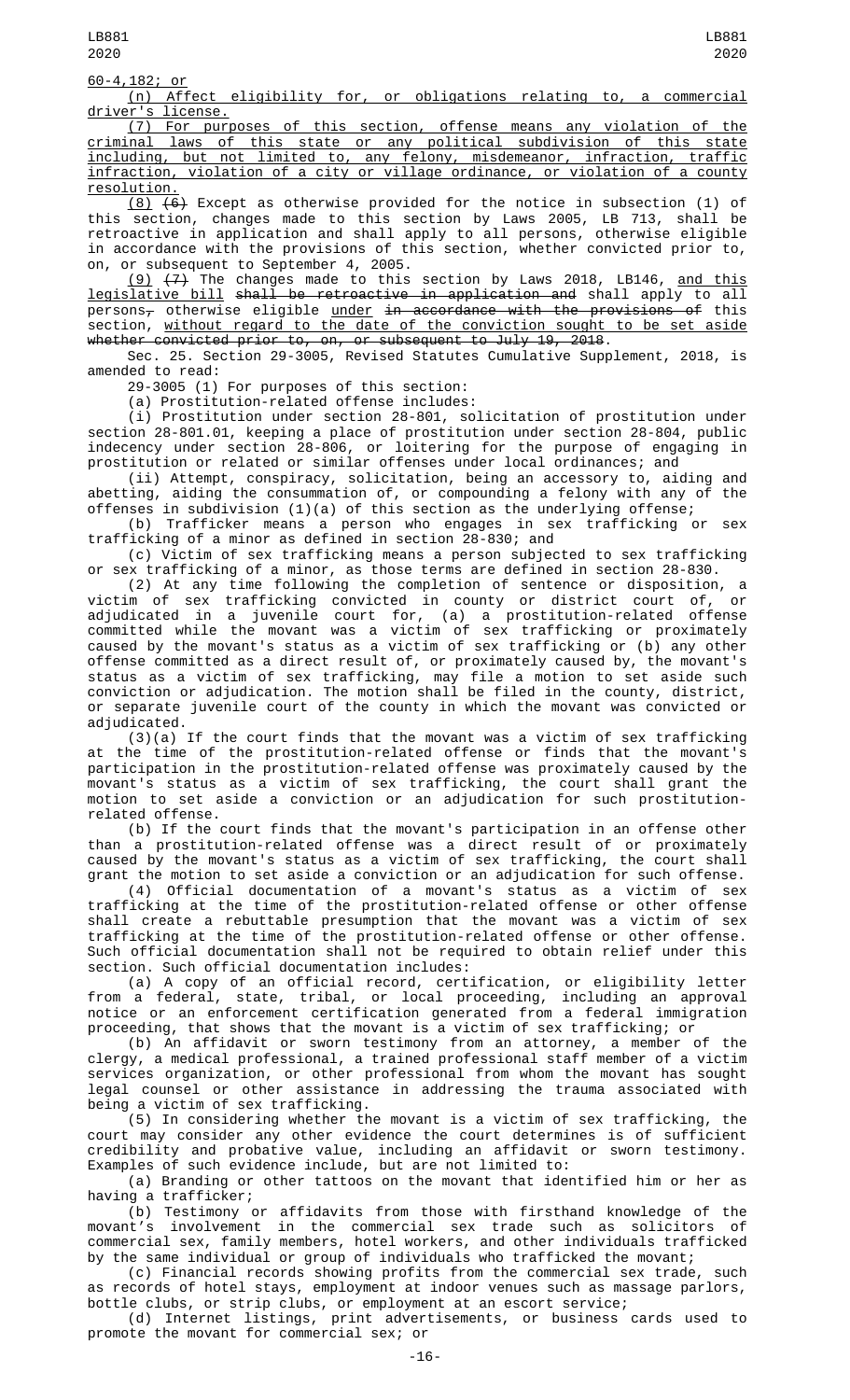60-4,182; or

(n) Affect eligibility for, or obligations relating to, a commercial driver's license.

(7) For purposes of this section, offense means any violation of the criminal laws of this state or any political subdivision of this state including, but not limited to, any felony, misdemeanor, infraction, traffic infraction, violation of a city or village ordinance, or violation of a county resolution.

(8) ~~(6)~~ Except as otherwise provided for the notice in subsection (1) of this section, changes made to this section by Laws 2005, LB 713, shall be retroactive in application and shall apply to all persons, otherwise eligible in accordance with the provisions of this section, whether convicted prior to, on, or subsequent to September 4, 2005.

(9) ~~(7)~~ The changes made to this section by Laws 2018, LB146, and this legislative bill ~~shall be retroactive in application and~~ shall apply to all persons~~,~~ otherwise eligible under ~~in accordance with the provisions of~~ this section, without regard to the date of the conviction sought to be set aside ~~whether convicted prior to, on, or subsequent to July 19, 2018~~.

Sec. 25. Section 29-3005, Revised Statutes Cumulative Supplement, 2018, is amended to read:

29-3005 (1) For purposes of this section:

(a) Prostitution-related offense includes:

(i) Prostitution under section 28-801, solicitation of prostitution under section 28-801.01, keeping a place of prostitution under section 28-804, public indecency under section 28-806, or loitering for the purpose of engaging in prostitution or related or similar offenses under local ordinances; and

(ii) Attempt, conspiracy, solicitation, being an accessory to, aiding and abetting, aiding the consummation of, or compounding a felony with any of the offenses in subdivision (1)(a) of this section as the underlying offense;

(b) Trafficker means a person who engages in sex trafficking or sex trafficking of a minor as defined in section 28-830; and

(c) Victim of sex trafficking means a person subjected to sex trafficking or sex trafficking of a minor, as those terms are defined in section 28-830.

(2) At any time following the completion of sentence or disposition, a victim of sex trafficking convicted in county or district court of, or adjudicated in a juvenile court for, (a) a prostitution-related offense committed while the movant was a victim of sex trafficking or proximately caused by the movant's status as a victim of sex trafficking or (b) any other offense committed as a direct result of, or proximately caused by, the movant's status as a victim of sex trafficking, may file a motion to set aside such conviction or adjudication. The motion shall be filed in the county, district, or separate juvenile court of the county in which the movant was convicted or adjudicated.

(3)(a) If the court finds that the movant was a victim of sex trafficking at the time of the prostitution-related offense or finds that the movant's participation in the prostitution-related offense was proximately caused by the movant's status as a victim of sex trafficking, the court shall grant the motion to set aside a conviction or an adjudication for such prostitution-related offense.

(b) If the court finds that the movant's participation in an offense other than a prostitution-related offense was a direct result of or proximately caused by the movant's status as a victim of sex trafficking, the court shall grant the motion to set aside a conviction or an adjudication for such offense.

(4) Official documentation of a movant's status as a victim of sex trafficking at the time of the prostitution-related offense or other offense shall create a rebuttable presumption that the movant was a victim of sex trafficking at the time of the prostitution-related offense or other offense. Such official documentation shall not be required to obtain relief under this section. Such official documentation includes:

(a) A copy of an official record, certification, or eligibility letter from a federal, state, tribal, or local proceeding, including an approval notice or an enforcement certification generated from a federal immigration proceeding, that shows that the movant is a victim of sex trafficking; or

(b) An affidavit or sworn testimony from an attorney, a member of the clergy, a medical professional, a trained professional staff member of a victim services organization, or other professional from whom the movant has sought legal counsel or other assistance in addressing the trauma associated with being a victim of sex trafficking.

(5) In considering whether the movant is a victim of sex trafficking, the court may consider any other evidence the court determines is of sufficient credibility and probative value, including an affidavit or sworn testimony. Examples of such evidence include, but are not limited to:

(a) Branding or other tattoos on the movant that identified him or her as having a trafficker;

(b) Testimony or affidavits from those with firsthand knowledge of the movant's involvement in the commercial sex trade such as solicitors of commercial sex, family members, hotel workers, and other individuals trafficked by the same individual or group of individuals who trafficked the movant;

(c) Financial records showing profits from the commercial sex trade, such as records of hotel stays, employment at indoor venues such as massage parlors, bottle clubs, or strip clubs, or employment at an escort service;

(d) Internet listings, print advertisements, or business cards used to promote the movant for commercial sex; or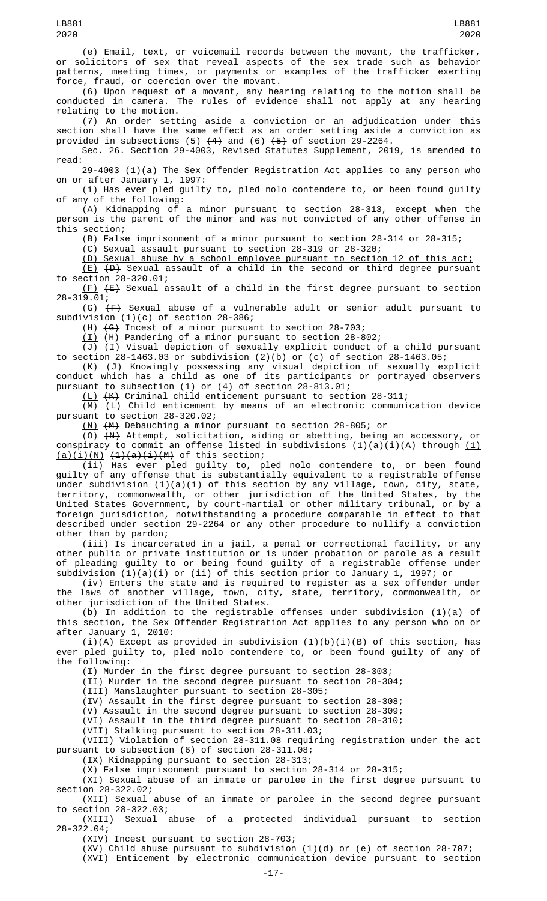(e) Email, text, or voicemail records between the movant, the trafficker, or solicitors of sex that reveal aspects of the sex trade such as behavior patterns, meeting times, or payments or examples of the trafficker exerting force, fraud, or coercion over the movant.

(6) Upon request of a movant, any hearing relating to the motion shall be conducted in camera. The rules of evidence shall not apply at any hearing relating to the motion.

(7) An order setting aside a conviction or an adjudication under this section shall have the same effect as an order setting aside a conviction as provided in subsections (5) ~~(4)~~ and (6) ~~(5)~~ of section 29-2264.

Sec. 26. Section 29-4003, Revised Statutes Supplement, 2019, is amended to read:

29-4003 (1)(a) The Sex Offender Registration Act applies to any person who on or after January 1, 1997:

(i) Has ever pled guilty to, pled nolo contendere to, or been found guilty of any of the following:

(A) Kidnapping of a minor pursuant to section 28-313, except when the person is the parent of the minor and was not convicted of any other offense in this section;

(B) False imprisonment of a minor pursuant to section 28-314 or 28-315;

(C) Sexual assault pursuant to section 28-319 or 28-320;

(D) Sexual abuse by a school employee pursuant to section 12 of this act;

(E) ~~(D)~~ Sexual assault of a child in the second or third degree pursuant to section 28-320.01;

(F) ~~(E)~~ Sexual assault of a child in the first degree pursuant to section 28-319.01;

(G) ~~(F)~~ Sexual abuse of a vulnerable adult or senior adult pursuant to subdivision (1)(c) of section 28-386;

(H) ~~(G)~~ Incest of a minor pursuant to section 28-703;

(I) ~~(H)~~ Pandering of a minor pursuant to section 28-802;

(J) ~~(I)~~ Visual depiction of sexually explicit conduct of a child pursuant to section 28-1463.03 or subdivision (2)(b) or (c) of section 28-1463.05;

(K) ~~(J)~~ Knowingly possessing any visual depiction of sexually explicit conduct which has a child as one of its participants or portrayed observers pursuant to subsection (1) or (4) of section 28-813.01;

(L) ~~(K)~~ Criminal child enticement pursuant to section 28-311;

(M) ~~(L)~~ Child enticement by means of an electronic communication device pursuant to section 28-320.02;

(N) ~~(M)~~ Debauching a minor pursuant to section 28-805; or

(O) ~~(N)~~ Attempt, solicitation, aiding or abetting, being an accessory, or conspiracy to commit an offense listed in subdivisions (1)(a)(i)(A) through (1)(a)(i)(N) ~~(1)(a)(i)(M)~~ of this section;

(ii) Has ever pled guilty to, pled nolo contendere to, or been found guilty of any offense that is substantially equivalent to a registrable offense under subdivision (1)(a)(i) of this section by any village, town, city, state, territory, commonwealth, or other jurisdiction of the United States, by the United States Government, by court-martial or other military tribunal, or by a foreign jurisdiction, notwithstanding a procedure comparable in effect to that described under section 29-2264 or any other procedure to nullify a conviction other than by pardon;

(iii) Is incarcerated in a jail, a penal or correctional facility, or any other public or private institution or is under probation or parole as a result of pleading guilty to or being found guilty of a registrable offense under subdivision (1)(a)(i) or (ii) of this section prior to January 1, 1997; or

(iv) Enters the state and is required to register as a sex offender under the laws of another village, town, city, state, territory, commonwealth, or other jurisdiction of the United States.

(b) In addition to the registrable offenses under subdivision (1)(a) of this section, the Sex Offender Registration Act applies to any person who on or after January 1, 2010:

(i)(A) Except as provided in subdivision (1)(b)(i)(B) of this section, has ever pled guilty to, pled nolo contendere to, or been found guilty of any of the following:

(I) Murder in the first degree pursuant to section 28-303;

(II) Murder in the second degree pursuant to section 28-304;

(III) Manslaughter pursuant to section 28-305;

(IV) Assault in the first degree pursuant to section 28-308;

(V) Assault in the second degree pursuant to section 28-309;

(VI) Assault in the third degree pursuant to section 28-310;

(VII) Stalking pursuant to section 28-311.03;

(VIII) Violation of section 28-311.08 requiring registration under the act pursuant to subsection (6) of section 28-311.08;

(IX) Kidnapping pursuant to section 28-313;

(X) False imprisonment pursuant to section 28-314 or 28-315;

(XI) Sexual abuse of an inmate or parolee in the first degree pursuant to section 28-322.02;

(XII) Sexual abuse of an inmate or parolee in the second degree pursuant to section 28-322.03;

(XIII) Sexual abuse of a protected individual pursuant to section 28-322.04;

(XIV) Incest pursuant to section 28-703;

(XV) Child abuse pursuant to subdivision (1)(d) or (e) of section 28-707;

(XVI) Enticement by electronic communication device pursuant to section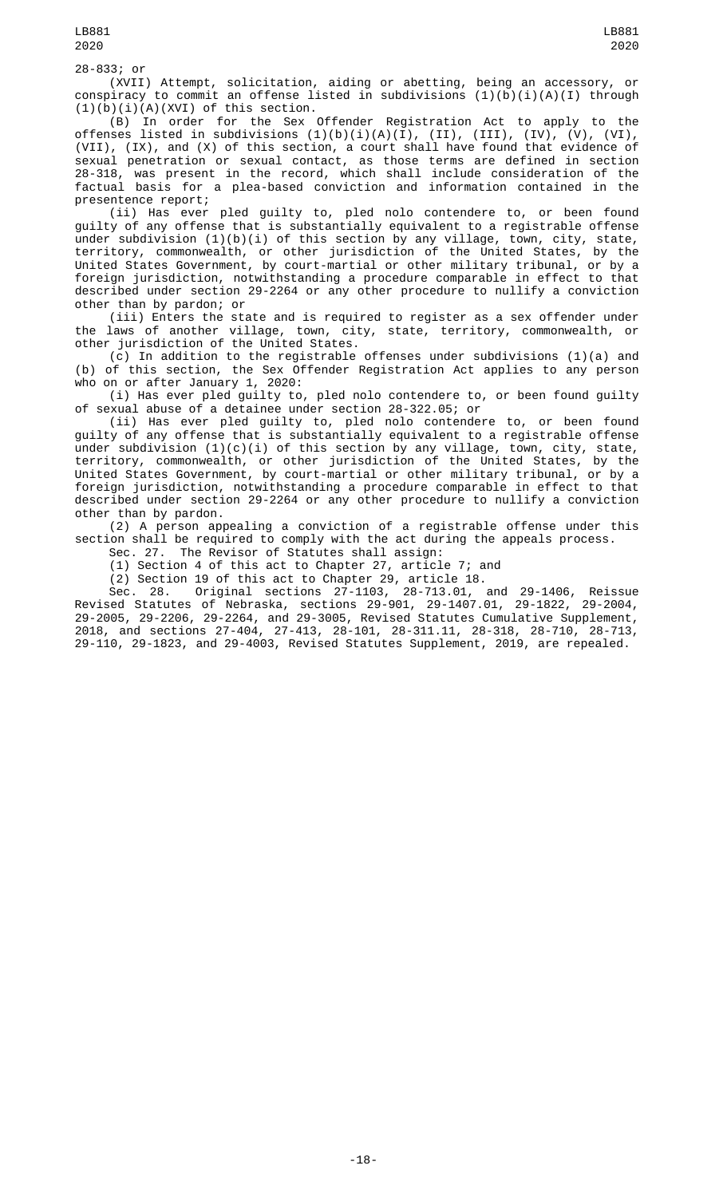28-833; or

(XVII) Attempt, solicitation, aiding or abetting, being an accessory, or conspiracy to commit an offense listed in subdivisions (1)(b)(i)(A)(I) through (1)(b)(i)(A)(XVI) of this section.

(B) In order for the Sex Offender Registration Act to apply to the offenses listed in subdivisions (1)(b)(i)(A)(I), (II), (III), (IV), (V), (VI), (VII), (IX), and (X) of this section, a court shall have found that evidence of sexual penetration or sexual contact, as those terms are defined in section 28-318, was present in the record, which shall include consideration of the factual basis for a plea-based conviction and information contained in the presentence report;

(ii) Has ever pled guilty to, pled nolo contendere to, or been found guilty of any offense that is substantially equivalent to a registrable offense under subdivision (1)(b)(i) of this section by any village, town, city, state, territory, commonwealth, or other jurisdiction of the United States, by the United States Government, by court-martial or other military tribunal, or by a foreign jurisdiction, notwithstanding a procedure comparable in effect to that described under section 29-2264 or any other procedure to nullify a conviction other than by pardon; or

(iii) Enters the state and is required to register as a sex offender under the laws of another village, town, city, state, territory, commonwealth, or other jurisdiction of the United States.

(c) In addition to the registrable offenses under subdivisions (1)(a) and (b) of this section, the Sex Offender Registration Act applies to any person who on or after January 1, 2020:

(i) Has ever pled guilty to, pled nolo contendere to, or been found guilty of sexual abuse of a detainee under section 28-322.05; or

(ii) Has ever pled guilty to, pled nolo contendere to, or been found guilty of any offense that is substantially equivalent to a registrable offense under subdivision (1)(c)(i) of this section by any village, town, city, state, territory, commonwealth, or other jurisdiction of the United States, by the United States Government, by court-martial or other military tribunal, or by a foreign jurisdiction, notwithstanding a procedure comparable in effect to that described under section 29-2264 or any other procedure to nullify a conviction other than by pardon.

(2) A person appealing a conviction of a registrable offense under this section shall be required to comply with the act during the appeals process.

Sec. 27. The Revisor of Statutes shall assign:

(1) Section 4 of this act to Chapter 27, article 7; and

(2) Section 19 of this act to Chapter 29, article 18.

Sec. 28. Original sections 27-1103, 28-713.01, and 29-1406, Reissue Revised Statutes of Nebraska, sections 29-901, 29-1407.01, 29-1822, 29-2004, 29-2005, 29-2206, 29-2264, and 29-3005, Revised Statutes Cumulative Supplement, 2018, and sections 27-404, 27-413, 28-101, 28-311.11, 28-318, 28-710, 28-713, 29-110, 29-1823, and 29-4003, Revised Statutes Supplement, 2019, are repealed.